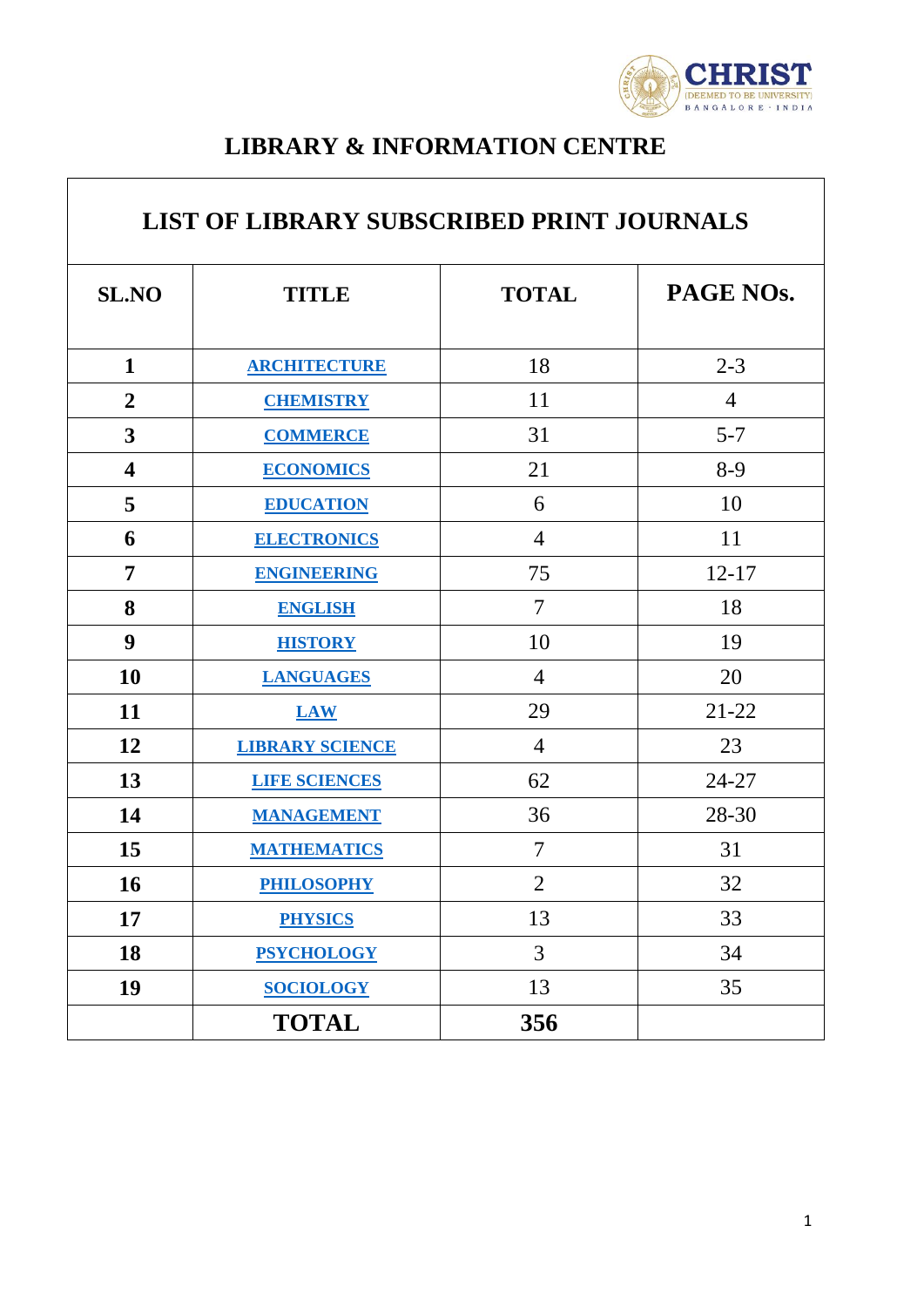# LIBRARY & INFORMATION CENTRE

## LIST OF LIBRARY SUBSCRIBED PRINT JOURNALS

| SL.NO | TITLE | TOTAL | PAGE NOs. |
|---|---|---|---|
| 1 | ARCHITECTURE | 18 | 2-3 |
| 2 | CHEMISTRY | 11 | 4 |
| 3 | COMMERCE | 31 | 5-7 |
| 4 | ECONOMICS | 21 | 8-9 |
| 5 | EDUCATION | 6 | 10 |
| 6 | ELECTRONICS | 4 | 11 |
| 7 | ENGINEERING | 75 | 12-17 |
| 8 | ENGLISH | 7 | 18 |
| 9 | HISTORY | 10 | 19 |
| 10 | LANGUAGES | 4 | 20 |
| 11 | LAW | 29 | 21-22 |
| 12 | LIBRARY SCIENCE | 4 | 23 |
| 13 | LIFE SCIENCES | 62 | 24-27 |
| 14 | MANAGEMENT | 36 | 28-30 |
| 15 | MATHEMATICS | 7 | 31 |
| 16 | PHILOSOPHY | 2 | 32 |
| 17 | PHYSICS | 13 | 33 |
| 18 | PSYCHOLOGY | 3 | 34 |
| 19 | SOCIOLOGY | 13 | 35 |
| | **TOTAL** | **356** | |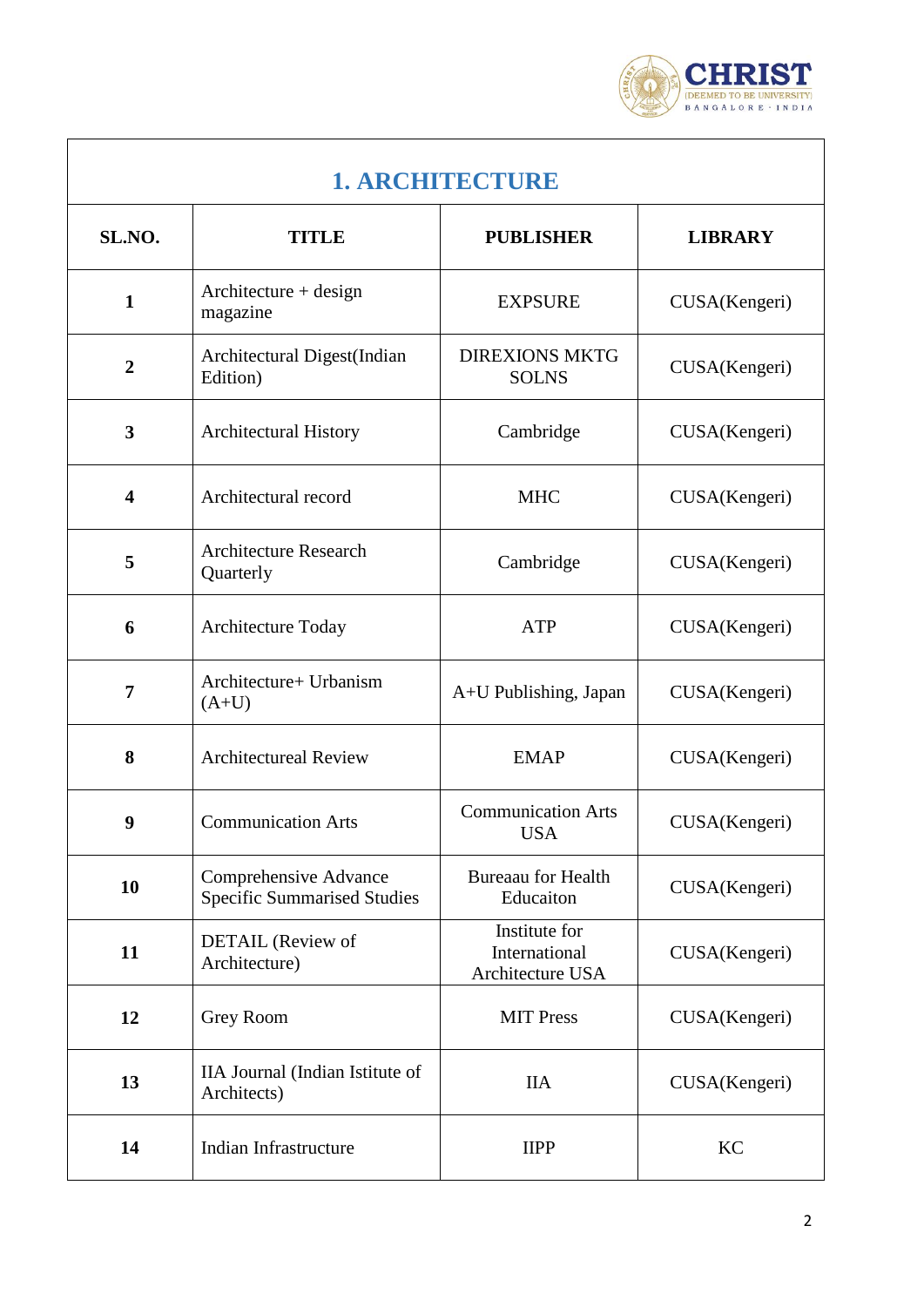## 1. ARCHITECTURE

| SL.NO. | TITLE | PUBLISHER | LIBRARY |
|---|---|---|---|
| 1 | Architecture + design magazine | EXPSURE | CUSA(Kengeri) |
| 2 | Architectural Digest(Indian Edition) | DIREXIONS MKTG SOLNS | CUSA(Kengeri) |
| 3 | Architectural History | Cambridge | CUSA(Kengeri) |
| 4 | Architectural record | MHC | CUSA(Kengeri) |
| 5 | Architecture Research Quarterly | Cambridge | CUSA(Kengeri) |
| 6 | Architecture Today | ATP | CUSA(Kengeri) |
| 7 | Architecture+ Urbanism (A+U) | A+U Publishing, Japan | CUSA(Kengeri) |
| 8 | Architectureal Review | EMAP | CUSA(Kengeri) |
| 9 | Communication Arts | Communication Arts USA | CUSA(Kengeri) |
| 10 | Comprehensive Advance Specific Summarised Studies | Bureaau for Health Educaiton | CUSA(Kengeri) |
| 11 | DETAIL (Review of Architecture) | Institute for International Architecture USA | CUSA(Kengeri) |
| 12 | Grey Room | MIT Press | CUSA(Kengeri) |
| 13 | IIA Journal (Indian Istitute of Architects) | IIA | CUSA(Kengeri) |
| 14 | Indian Infrastructure | IIPP | KC |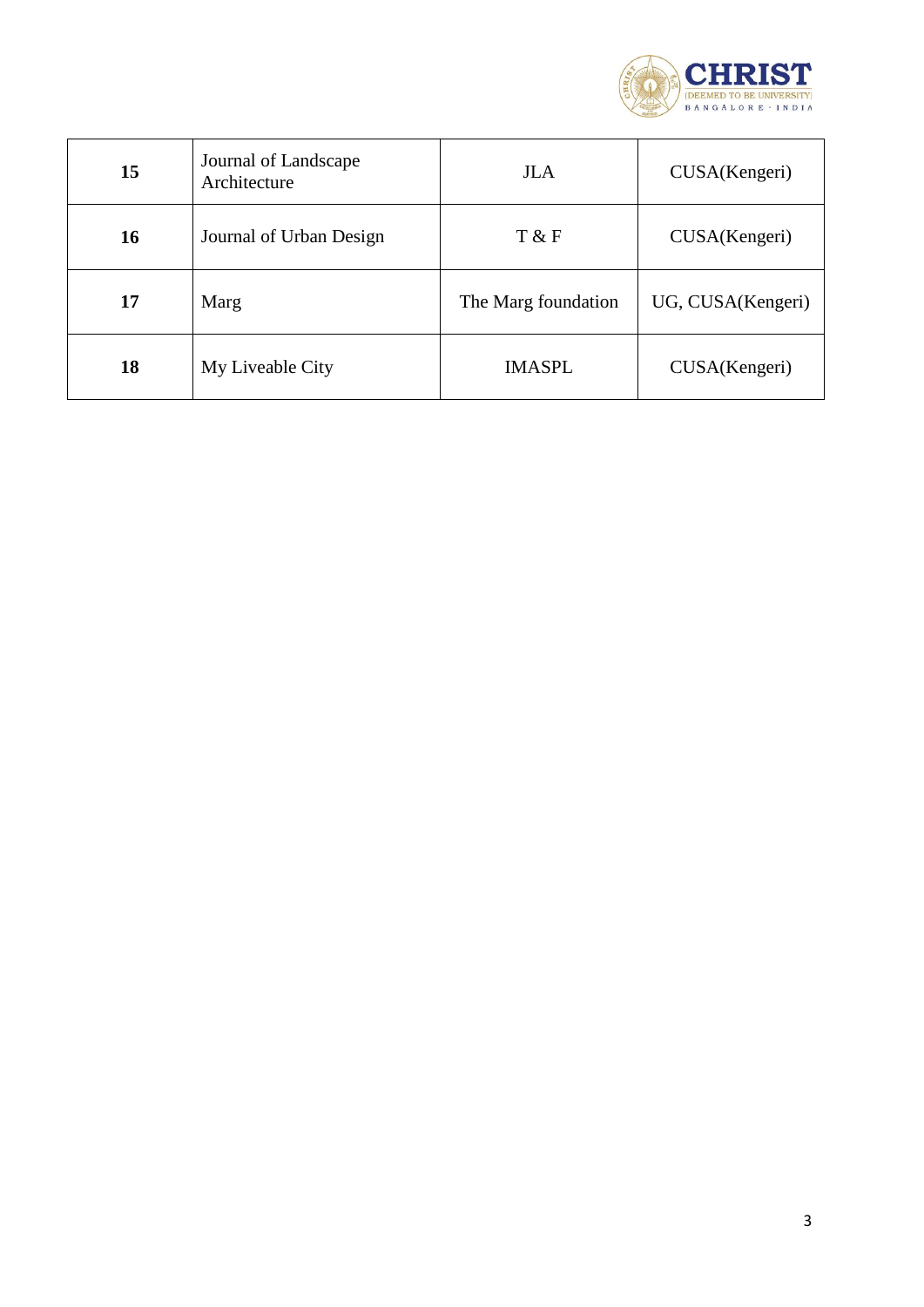| **15** | Journal of Landscape Architecture | JLA | CUSA(Kengeri) |
|---|---|---|---|
| **16** | Journal of Urban Design | T & F | CUSA(Kengeri) |
| **17** | Marg | The Marg foundation | UG, CUSA(Kengeri) |
| **18** | My Liveable City | IMASPL | CUSA(Kengeri) |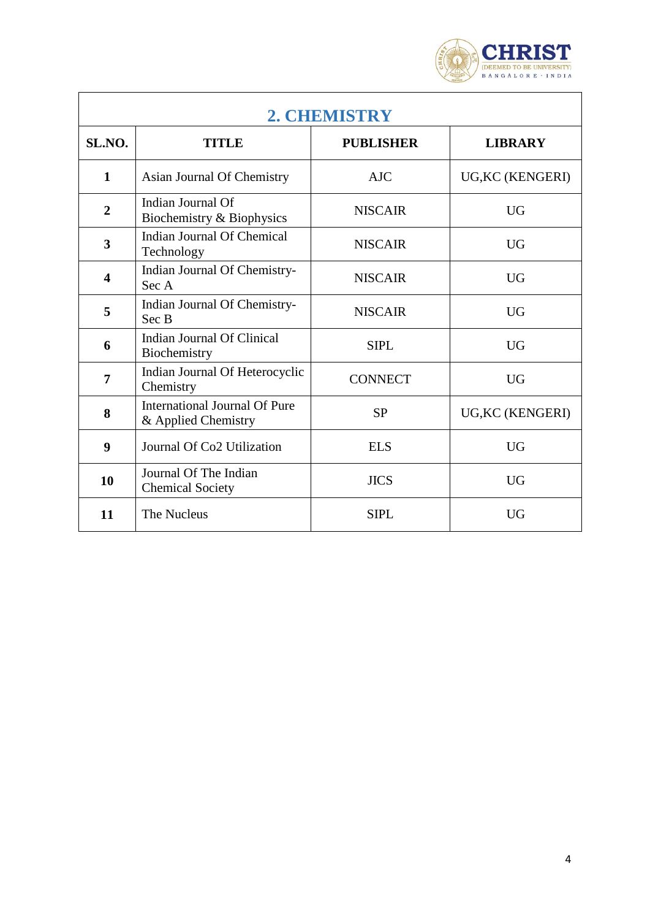## 2. CHEMISTRY

| SL.NO. | TITLE | PUBLISHER | LIBRARY |
|---|---|---|---|
| 1 | Asian Journal Of Chemistry | AJC | UG,KC (KENGERI) |
| 2 | Indian Journal Of Biochemistry & Biophysics | NISCAIR | UG |
| 3 | Indian Journal Of Chemical Technology | NISCAIR | UG |
| 4 | Indian Journal Of Chemistry-Sec A | NISCAIR | UG |
| 5 | Indian Journal Of Chemistry-Sec B | NISCAIR | UG |
| 6 | Indian Journal Of Clinical Biochemistry | SIPL | UG |
| 7 | Indian Journal Of Heterocyclic Chemistry | CONNECT | UG |
| 8 | International Journal Of Pure & Applied Chemistry | SP | UG,KC (KENGERI) |
| 9 | Journal Of Co2 Utilization | ELS | UG |
| 10 | Journal Of The Indian Chemical Society | JICS | UG |
| 11 | The Nucleus | SIPL | UG |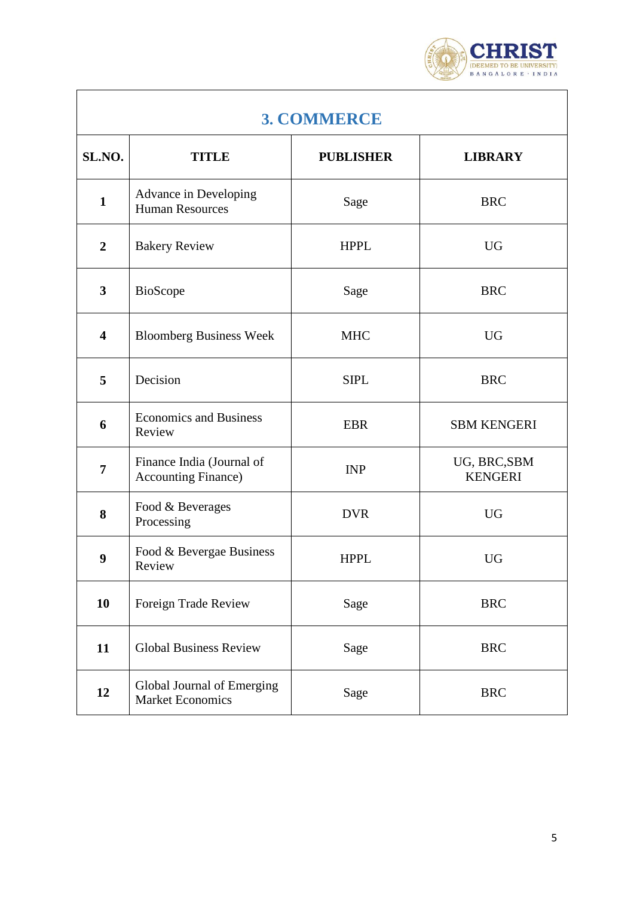| 3. COMMERCE | | | |
|---|---|---|---|
| **SL.NO.** | **TITLE** | **PUBLISHER** | **LIBRARY** |
| **1** | Advance in Developing Human Resources | Sage | BRC |
| **2** | Bakery Review | HPPL | UG |
| **3** | BioScope | Sage | BRC |
| **4** | Bloomberg Business Week | MHC | UG |
| **5** | Decision | SIPL | BRC |
| **6** | Economics and Business Review | EBR | SBM KENGERI |
| **7** | Finance India (Journal of Accounting Finance) | INP | UG, BRC,SBM KENGERI |
| **8** | Food & Beverages Processing | DVR | UG |
| **9** | Food & Bevergae Business Review | HPPL | UG |
| **10** | Foreign Trade Review | Sage | BRC |
| **11** | Global Business Review | Sage | BRC |
| **12** | Global Journal of Emerging Market Economics | Sage | BRC |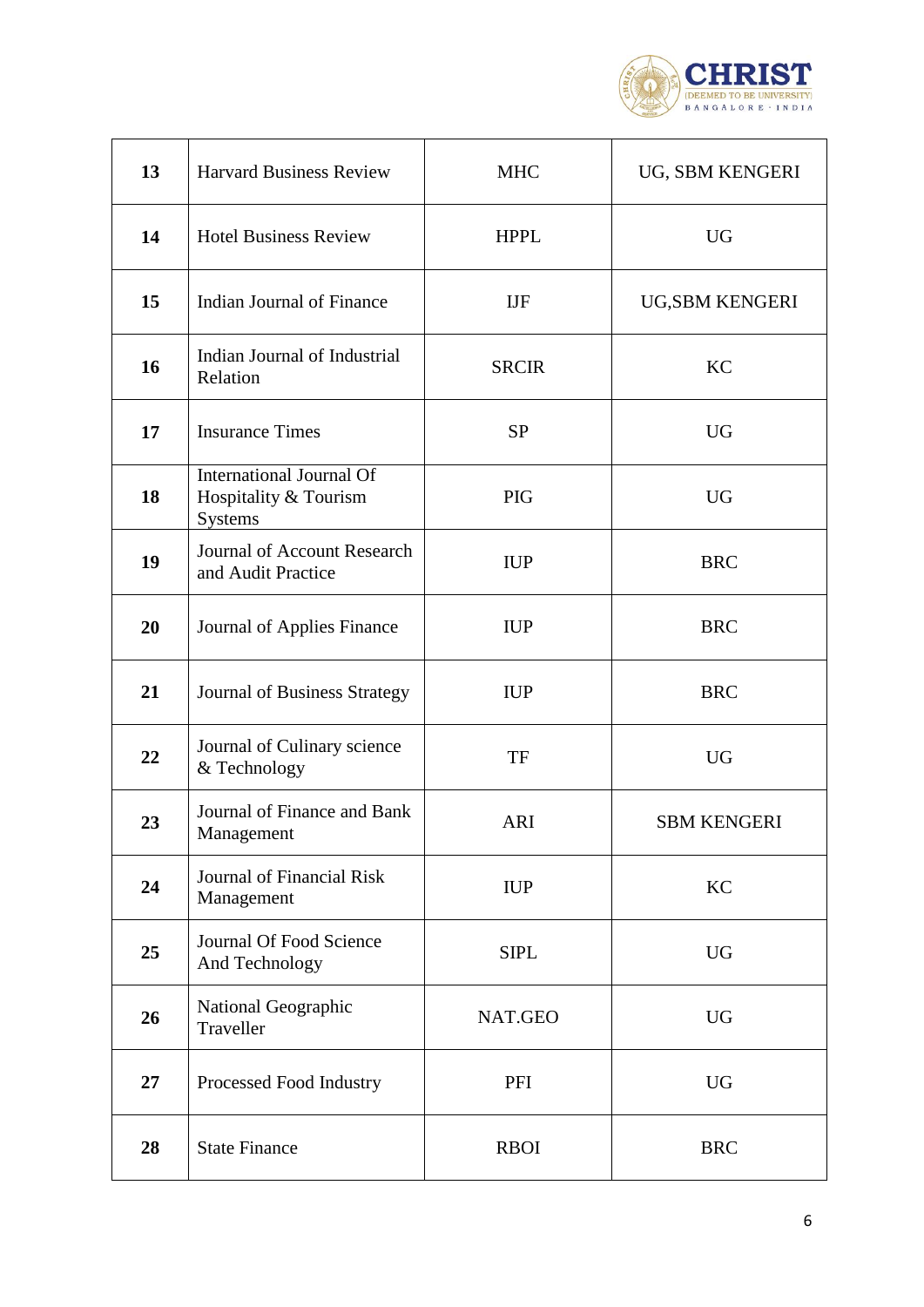| 13 | Harvard Business Review | MHC | UG, SBM KENGERI |
|---|---|---|---|
| 14 | Hotel Business Review | HPPL | UG |
| 15 | Indian Journal of Finance | IJF | UG,SBM KENGERI |
| 16 | Indian Journal of Industrial Relation | SRCIR | KC |
| 17 | Insurance Times | SP | UG |
| 18 | International Journal Of Hospitality & Tourism Systems | PIG | UG |
| 19 | Journal of Account Research and Audit Practice | IUP | BRC |
| 20 | Journal of Applies Finance | IUP | BRC |
| 21 | Journal of Business Strategy | IUP | BRC |
| 22 | Journal of Culinary science & Technology | TF | UG |
| 23 | Journal of Finance and Bank Management | ARI | SBM KENGERI |
| 24 | Journal of Financial Risk Management | IUP | KC |
| 25 | Journal Of Food Science And Technology | SIPL | UG |
| 26 | National Geographic Traveller | NAT.GEO | UG |
| 27 | Processed Food Industry | PFI | UG |
| 28 | State Finance | RBOI | BRC |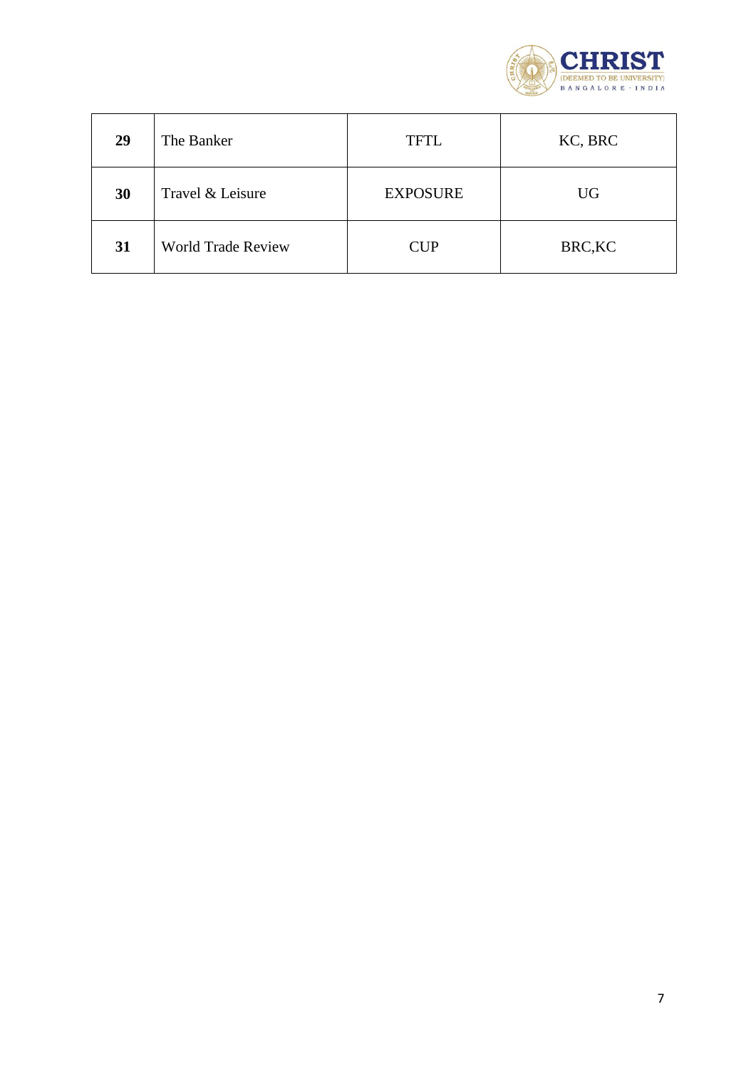| **29** | The Banker | TFTL | KC, BRC |
|---|---|---|---|
| **30** | Travel & Leisure | EXPOSURE | UG |
| **31** | World Trade Review | CUP | BRC,KC |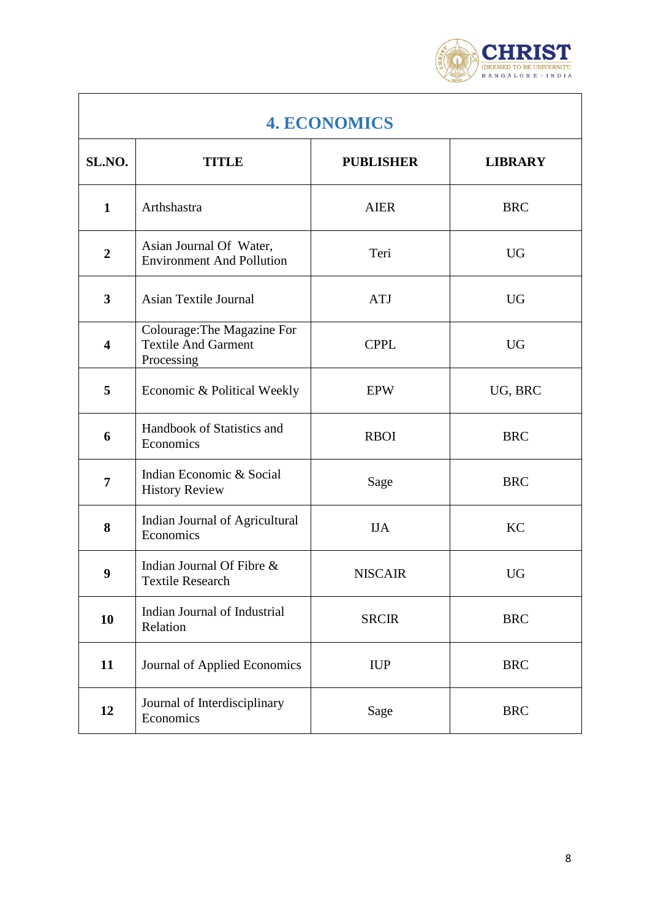## 4. ECONOMICS

| SL.NO. | TITLE | PUBLISHER | LIBRARY |
|---|---|---|---|
| 1 | Arthshastra | AIER | BRC |
| 2 | Asian Journal Of Water, Environment And Pollution | Teri | UG |
| 3 | Asian Textile Journal | ATJ | UG |
| 4 | Colourage:The Magazine For Textile And Garment Processing | CPPL | UG |
| 5 | Economic & Political Weekly | EPW | UG, BRC |
| 6 | Handbook of Statistics and Economics | RBOI | BRC |
| 7 | Indian Economic & Social History Review | Sage | BRC |
| 8 | Indian Journal of Agricultural Economics | IJA | KC |
| 9 | Indian Journal Of Fibre & Textile Research | NISCAIR | UG |
| 10 | Indian Journal of Industrial Relation | SRCIR | BRC |
| 11 | Journal of Applied Economics | IUP | BRC |
| 12 | Journal of Interdisciplinary Economics | Sage | BRC |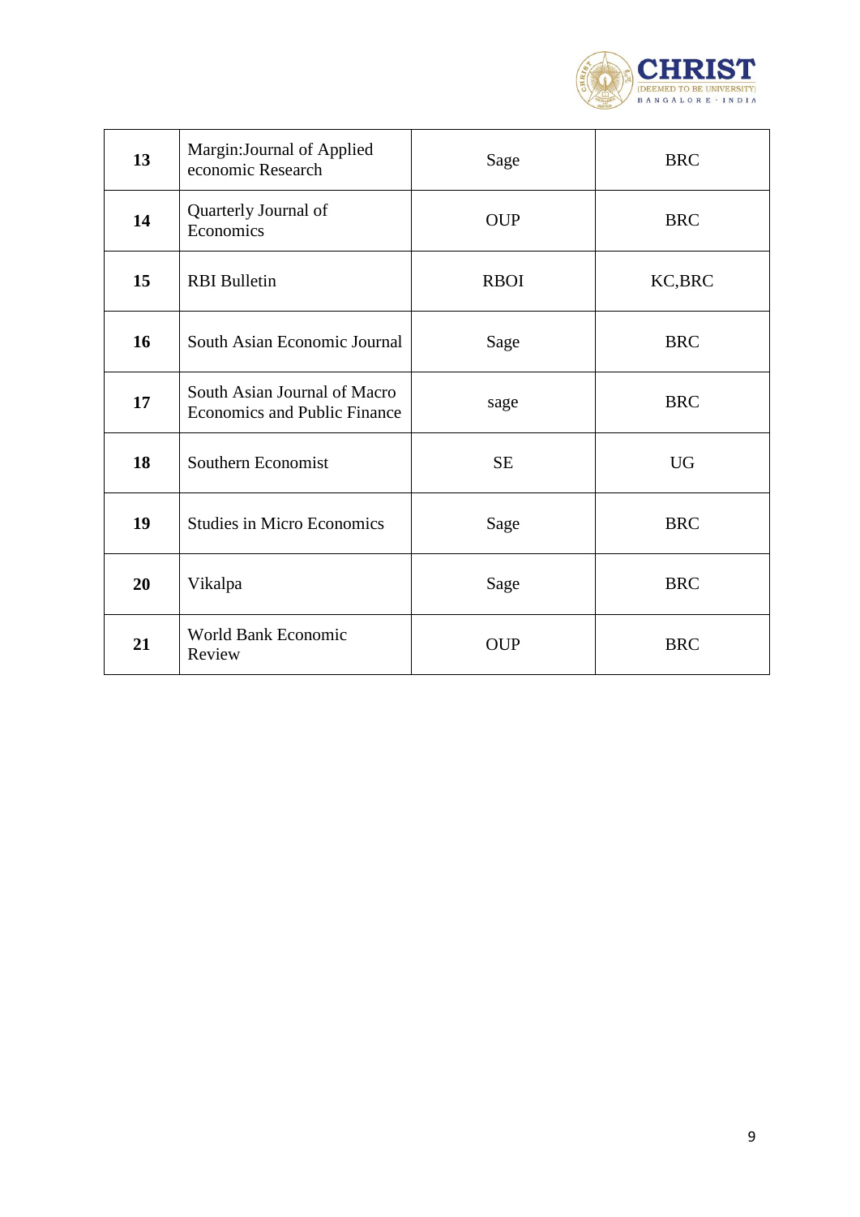| 13 | Margin:Journal of Applied economic Research | Sage | BRC |
|---|---|---|---|
| 14 | Quarterly Journal of Economics | OUP | BRC |
| 15 | RBI Bulletin | RBOI | KC,BRC |
| 16 | South Asian Economic Journal | Sage | BRC |
| 17 | South Asian Journal of Macro Economics and Public Finance | sage | BRC |
| 18 | Southern Economist | SE | UG |
| 19 | Studies in Micro Economics | Sage | BRC |
| 20 | Vikalpa | Sage | BRC |
| 21 | World Bank Economic Review | OUP | BRC |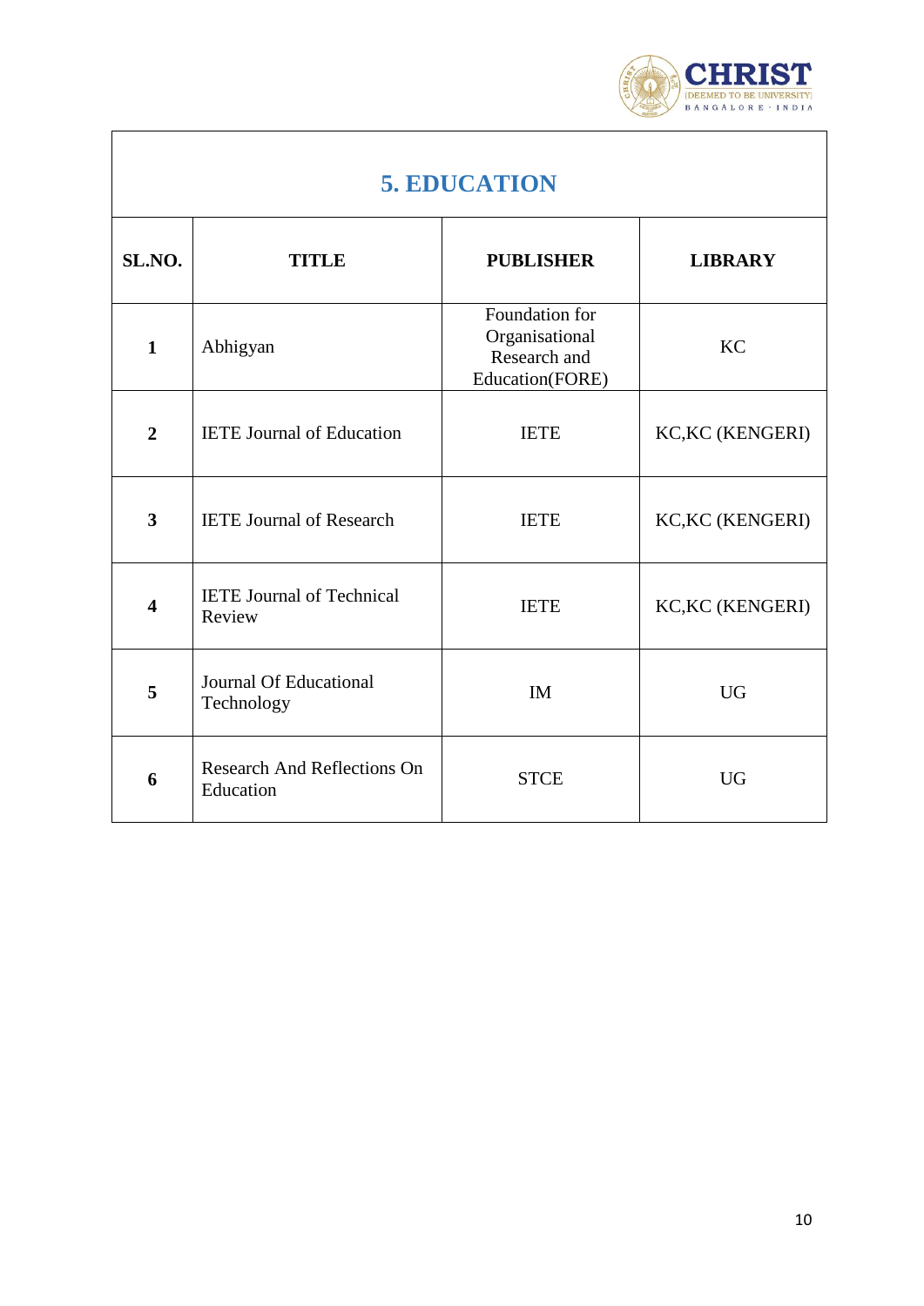## 5. EDUCATION

| SL.NO. | TITLE | PUBLISHER | LIBRARY |
|---|---|---|---|
| 1 | Abhigyan | Foundation for Organisational Research and Education(FORE) | KC |
| 2 | IETE Journal of Education | IETE | KC,KC (KENGERI) |
| 3 | IETE Journal of Research | IETE | KC,KC (KENGERI) |
| 4 | IETE Journal of Technical Review | IETE | KC,KC (KENGERI) |
| 5 | Journal Of Educational Technology | IM | UG |
| 6 | Research And Reflections On Education | STCE | UG |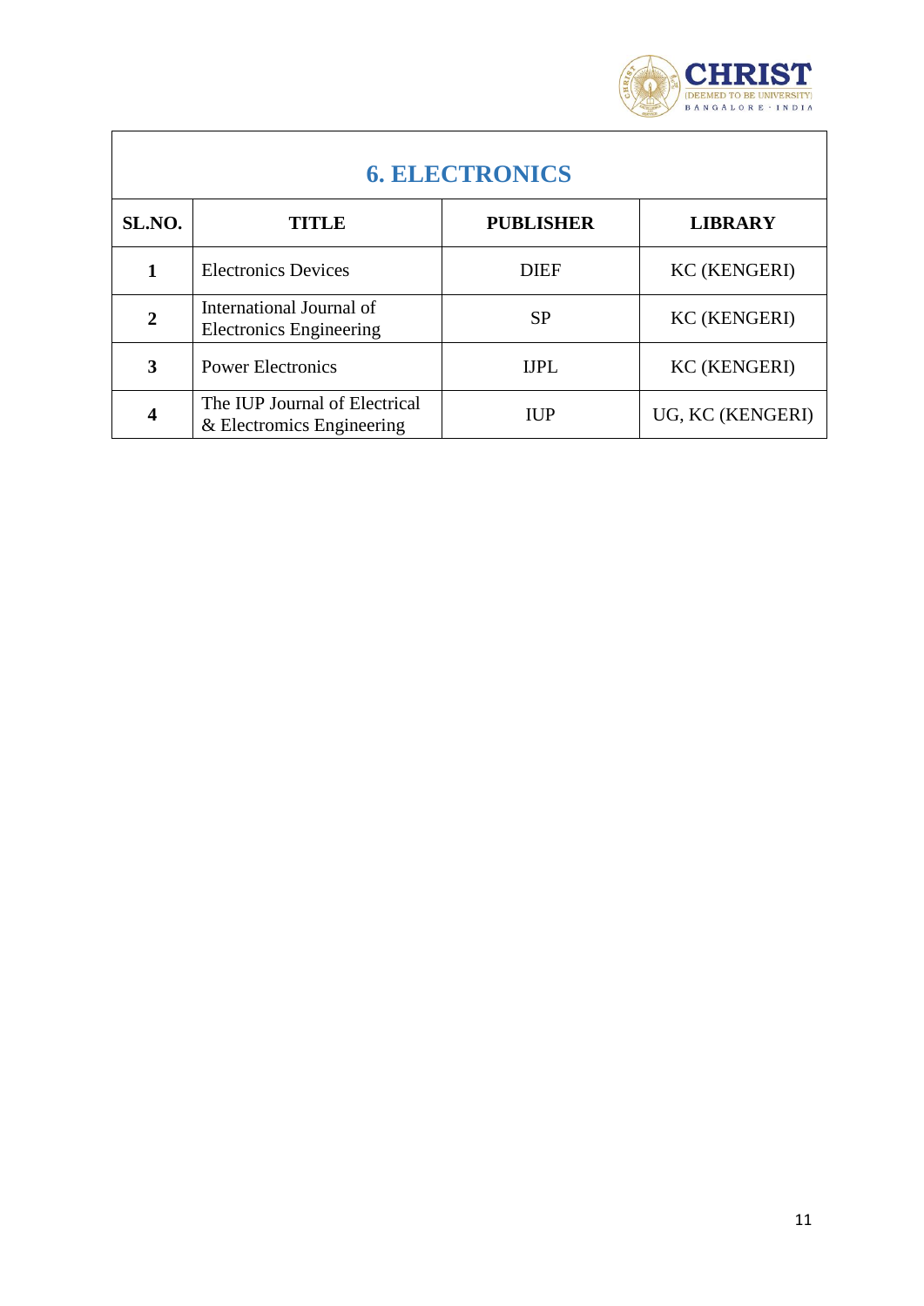## 6. ELECTRONICS

| SL.NO. | TITLE | PUBLISHER | LIBRARY |
|---|---|---|---|
| 1 | Electronics Devices | DIEF | KC (KENGERI) |
| 2 | International Journal of Electronics Engineering | SP | KC (KENGERI) |
| 3 | Power Electronics | IJPL | KC (KENGERI) |
| 4 | The IUP Journal of Electrical & Electromics Engineering | IUP | UG, KC (KENGERI) |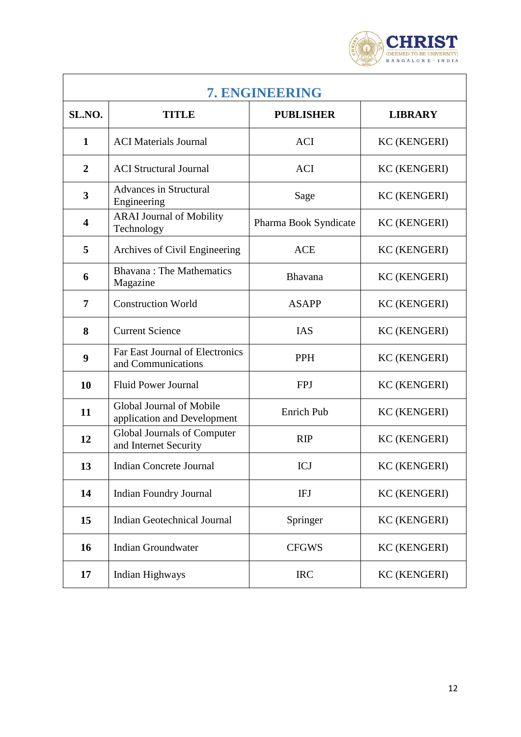## 7. ENGINEERING

| SL.NO. | TITLE | PUBLISHER | LIBRARY |
|---|---|---|---|
| 1 | ACI Materials Journal | ACI | KC (KENGERI) |
| 2 | ACI Structural Journal | ACI | KC (KENGERI) |
| 3 | Advances in Structural Engineering | Sage | KC (KENGERI) |
| 4 | ARAI Journal of Mobility Technology | Pharma Book Syndicate | KC (KENGERI) |
| 5 | Archives of Civil Engineering | ACE | KC (KENGERI) |
| 6 | Bhavana : The Mathematics Magazine | Bhavana | KC (KENGERI) |
| 7 | Construction World | ASAPP | KC (KENGERI) |
| 8 | Current Science | IAS | KC (KENGERI) |
| 9 | Far East Journal of Electronics and Communications | PPH | KC (KENGERI) |
| 10 | Fluid Power Journal | FPJ | KC (KENGERI) |
| 11 | Global Journal of Mobile application and Development | Enrich Pub | KC (KENGERI) |
| 12 | Global Journals of Computer and Internet Security | RIP | KC (KENGERI) |
| 13 | Indian Concrete Journal | ICJ | KC (KENGERI) |
| 14 | Indian Foundry Journal | IFJ | KC (KENGERI) |
| 15 | Indian Geotechnical Journal | Springer | KC (KENGERI) |
| 16 | Indian Groundwater | CFGWS | KC (KENGERI) |
| 17 | Indian Highways | IRC | KC (KENGERI) |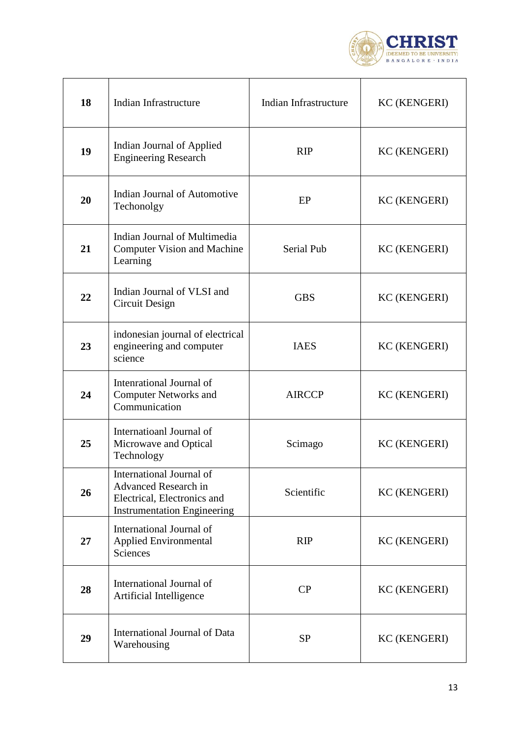| 18 | Indian Infrastructure | Indian Infrastructure | KC (KENGERI) |
|---|---|---|---|
| 19 | Indian Journal of Applied Engineering Research | RIP | KC (KENGERI) |
| 20 | Indian Journal of Automotive Techonolgy | EP | KC (KENGERI) |
| 21 | Indian Journal of Multimedia Computer Vision and Machine Learning | Serial Pub | KC (KENGERI) |
| 22 | Indian Journal of VLSI and Circuit Design | GBS | KC (KENGERI) |
| 23 | indonesian journal of electrical engineering and computer science | IAES | KC (KENGERI) |
| 24 | Intenrational Journal of Computer Networks and Communication | AIRCCP | KC (KENGERI) |
| 25 | Internatioanl Journal of Microwave and Optical Technology | Scimago | KC (KENGERI) |
| 26 | International Journal of Advanced Research in Electrical, Electronics and Instrumentation Engineering | Scientific | KC (KENGERI) |
| 27 | International Journal of Applied Environmental Sciences | RIP | KC (KENGERI) |
| 28 | International Journal of Artificial Intelligence | CP | KC (KENGERI) |
| 29 | International Journal of Data Warehousing | SP | KC (KENGERI) |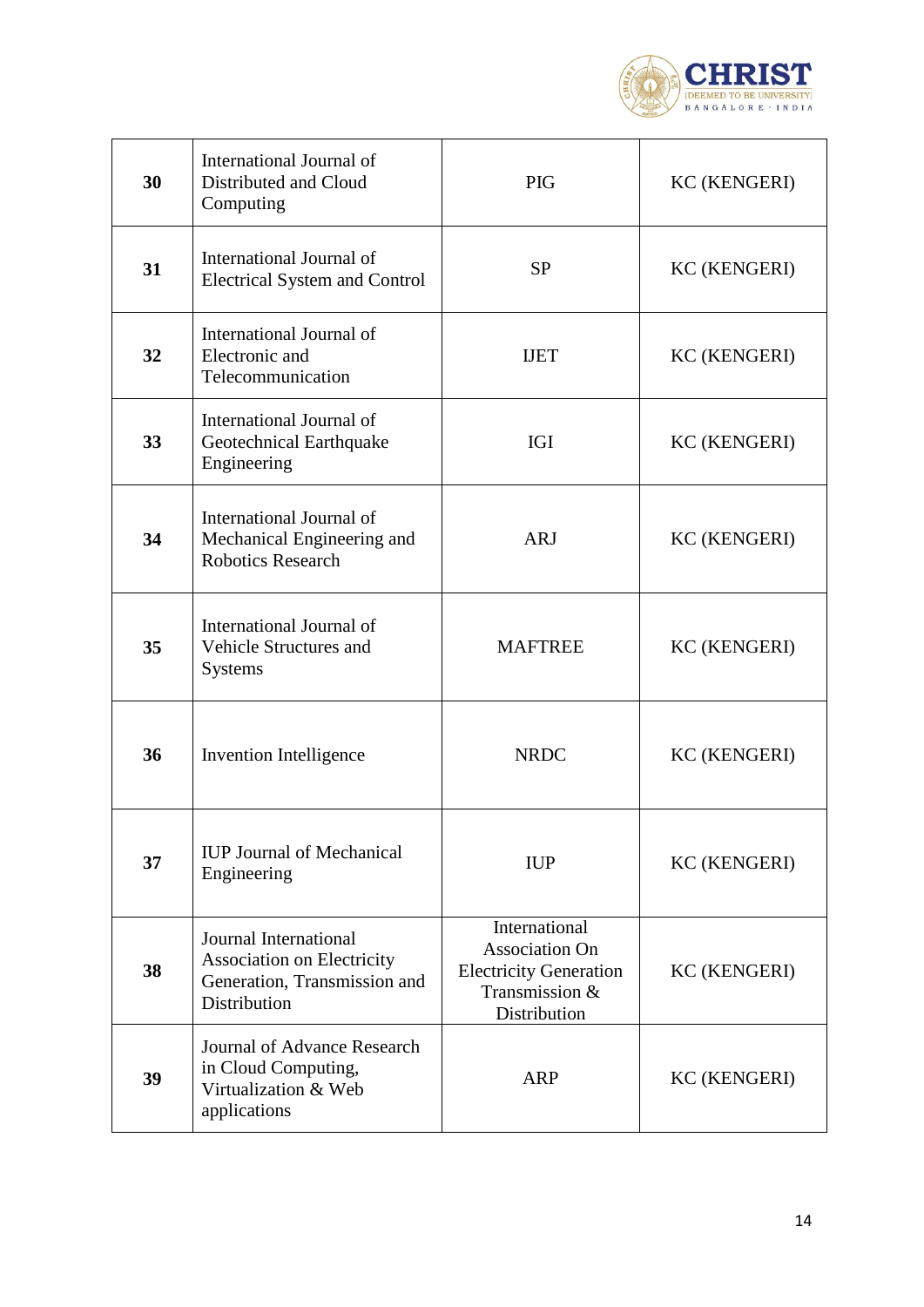| 30 | International Journal of Distributed and Cloud Computing | PIG | KC (KENGERI) |
|---|---|---|---|
| 31 | International Journal of Electrical System and Control | SP | KC (KENGERI) |
| 32 | International Journal of Electronic and Telecommunication | IJET | KC (KENGERI) |
| 33 | International Journal of Geotechnical Earthquake Engineering | IGI | KC (KENGERI) |
| 34 | International Journal of Mechanical Engineering and Robotics Research | ARJ | KC (KENGERI) |
| 35 | International Journal of Vehicle Structures and Systems | MAFTREE | KC (KENGERI) |
| 36 | Invention Intelligence | NRDC | KC (KENGERI) |
| 37 | IUP Journal of Mechanical Engineering | IUP | KC (KENGERI) |
| 38 | Journal International Association on Electricity Generation, Transmission and Distribution | International Association On Electricity Generation Transmission & Distribution | KC (KENGERI) |
| 39 | Journal of Advance Research in Cloud Computing, Virtualization & Web applications | ARP | KC (KENGERI) |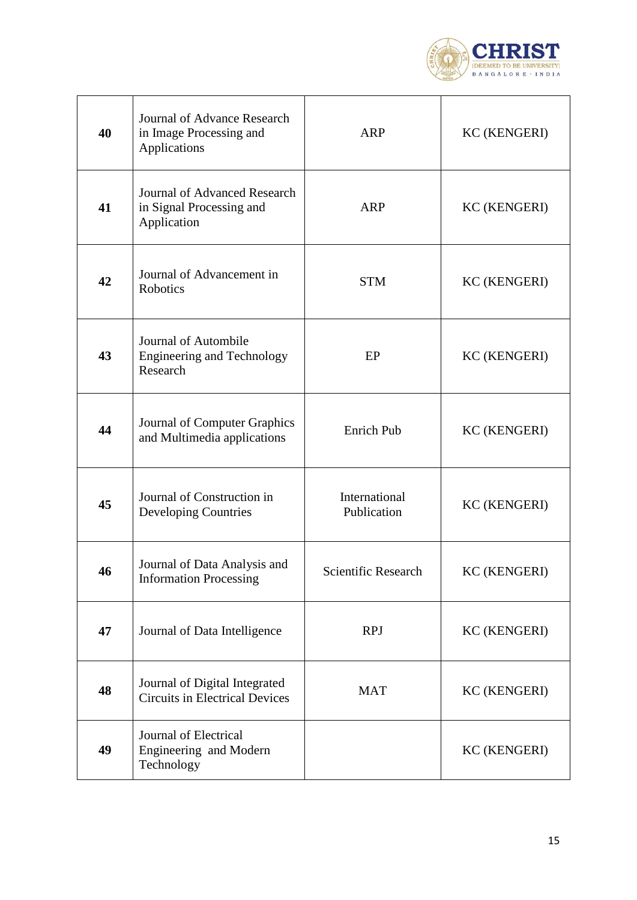| | | | |
|---|---|---|---|
| **40** | Journal of Advance Research in Image Processing and Applications | ARP | KC (KENGERI) |
| **41** | Journal of Advanced Research in Signal Processing and Application | ARP | KC (KENGERI) |
| **42** | Journal of Advancement in Robotics | STM | KC (KENGERI) |
| **43** | Journal of Autombile Engineering and Technology Research | EP | KC (KENGERI) |
| **44** | Journal of Computer Graphics and Multimedia applications | Enrich Pub | KC (KENGERI) |
| **45** | Journal of Construction in Developing Countries | International Publication | KC (KENGERI) |
| **46** | Journal of Data Analysis and Information Processing | Scientific Research | KC (KENGERI) |
| **47** | Journal of Data Intelligence | RPJ | KC (KENGERI) |
| **48** | Journal of Digital Integrated Circuits in Electrical Devices | MAT | KC (KENGERI) |
| **49** | Journal of Electrical Engineering and Modern Technology | | KC (KENGERI) |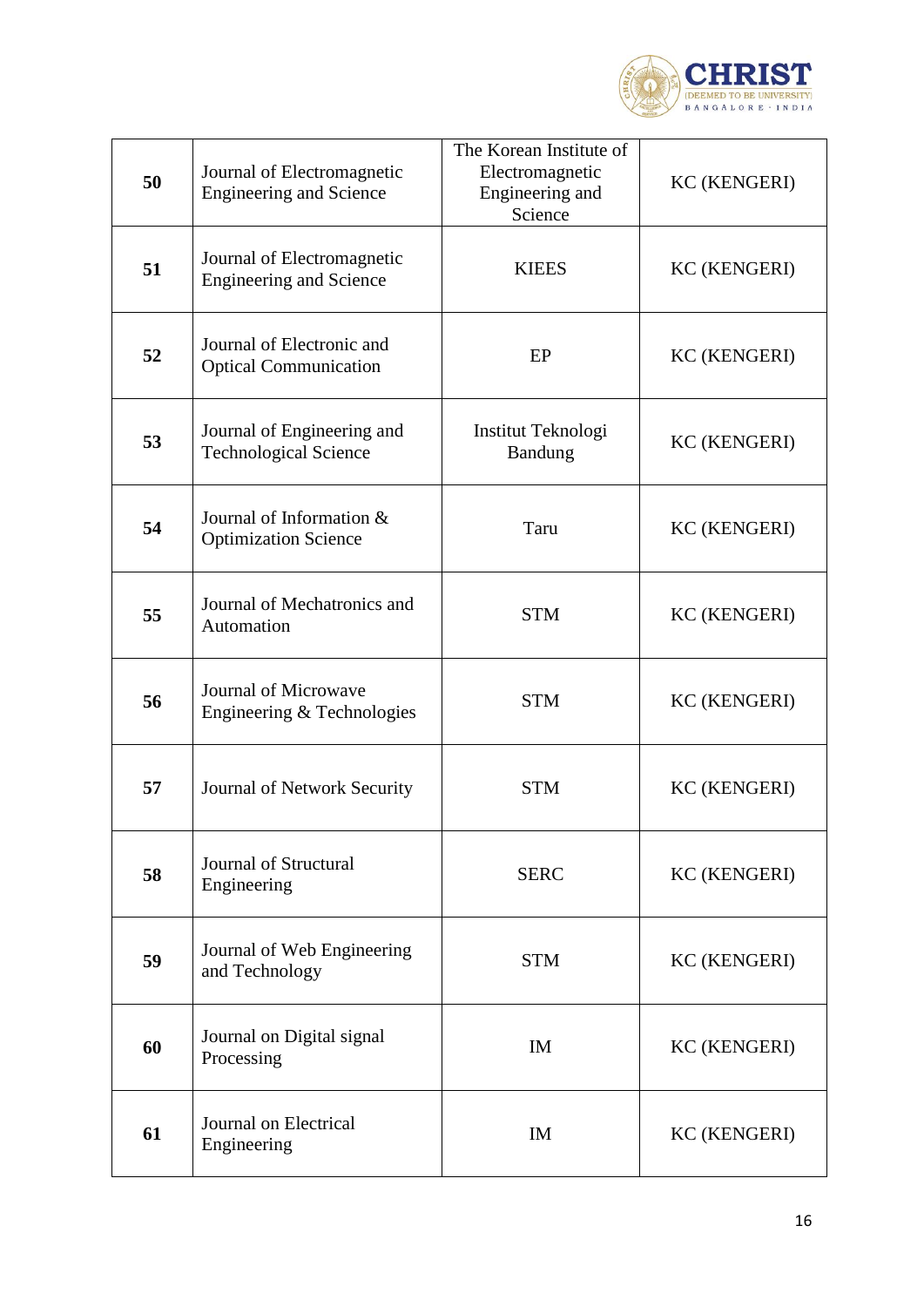| 50 | Journal of Electromagnetic Engineering and Science | The Korean Institute of Electromagnetic Engineering and Science | KC (KENGERI) |
|---|---|---|---|
| 51 | Journal of Electromagnetic Engineering and Science | KIEES | KC (KENGERI) |
| 52 | Journal of Electronic and Optical Communication | EP | KC (KENGERI) |
| 53 | Journal of Engineering and Technological Science | Institut Teknologi Bandung | KC (KENGERI) |
| 54 | Journal of Information & Optimization Science | Taru | KC (KENGERI) |
| 55 | Journal of Mechatronics and Automation | STM | KC (KENGERI) |
| 56 | Journal of Microwave Engineering & Technologies | STM | KC (KENGERI) |
| 57 | Journal of Network Security | STM | KC (KENGERI) |
| 58 | Journal of Structural Engineering | SERC | KC (KENGERI) |
| 59 | Journal of Web Engineering and Technology | STM | KC (KENGERI) |
| 60 | Journal on Digital signal Processing | IM | KC (KENGERI) |
| 61 | Journal on Electrical Engineering | IM | KC (KENGERI) |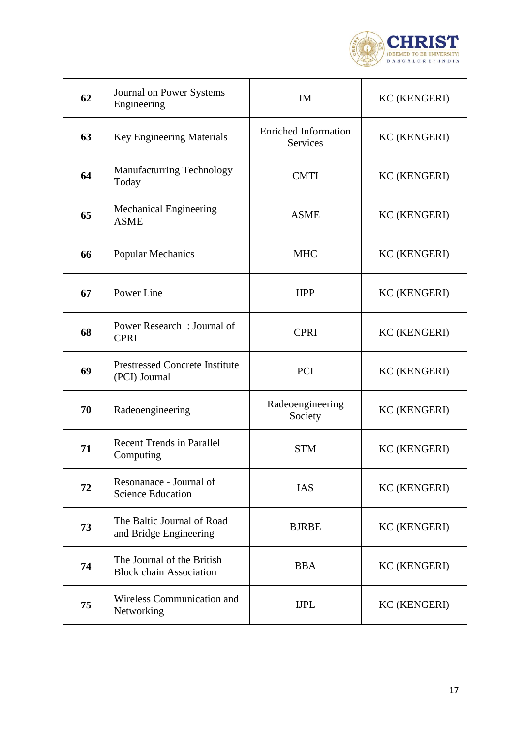| 62 | Journal on Power Systems Engineering | IM | KC (KENGERI) |
|---|---|---|---|
| 63 | Key Engineering Materials | Enriched Information Services | KC (KENGERI) |
| 64 | Manufacturring Technology Today | CMTI | KC (KENGERI) |
| 65 | Mechanical Engineering ASME | ASME | KC (KENGERI) |
| 66 | Popular Mechanics | MHC | KC (KENGERI) |
| 67 | Power Line | IIPP | KC (KENGERI) |
| 68 | Power Research : Journal of CPRI | CPRI | KC (KENGERI) |
| 69 | Prestressed Concrete Institute (PCI) Journal | PCI | KC (KENGERI) |
| 70 | Radeoengineering | Radeoengineering Society | KC (KENGERI) |
| 71 | Recent Trends in Parallel Computing | STM | KC (KENGERI) |
| 72 | Resonanace - Journal of Science Education | IAS | KC (KENGERI) |
| 73 | The Baltic Journal of Road and Bridge Engineering | BJRBE | KC (KENGERI) |
| 74 | The Journal of the British Block chain Association | BBA | KC (KENGERI) |
| 75 | Wireless Communication and Networking | IJPL | KC (KENGERI) |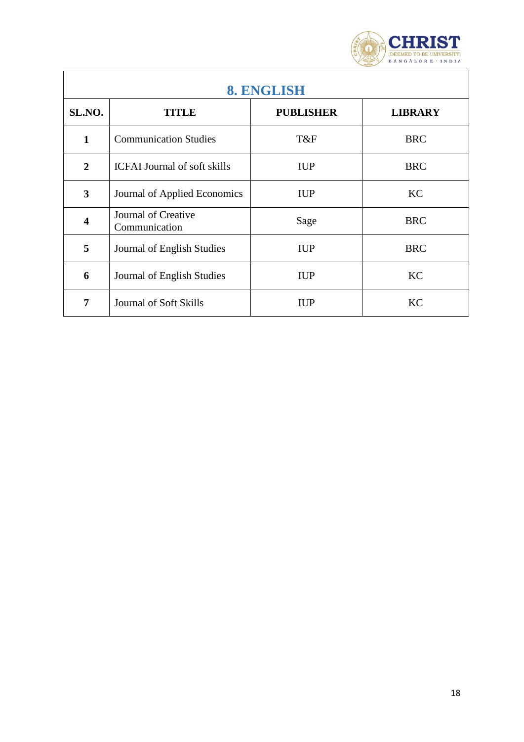| 8. ENGLISH | | | |
|---|---|---|---|
| **SL.NO.** | **TITLE** | **PUBLISHER** | **LIBRARY** |
| **1** | Communication Studies | T&F | BRC |
| **2** | ICFAI Journal of soft skills | IUP | BRC |
| **3** | Journal of Applied Economics | IUP | KC |
| **4** | Journal of Creative Communication | Sage | BRC |
| **5** | Journal of English Studies | IUP | BRC |
| **6** | Journal of English Studies | IUP | KC |
| **7** | Journal of Soft Skills | IUP | KC |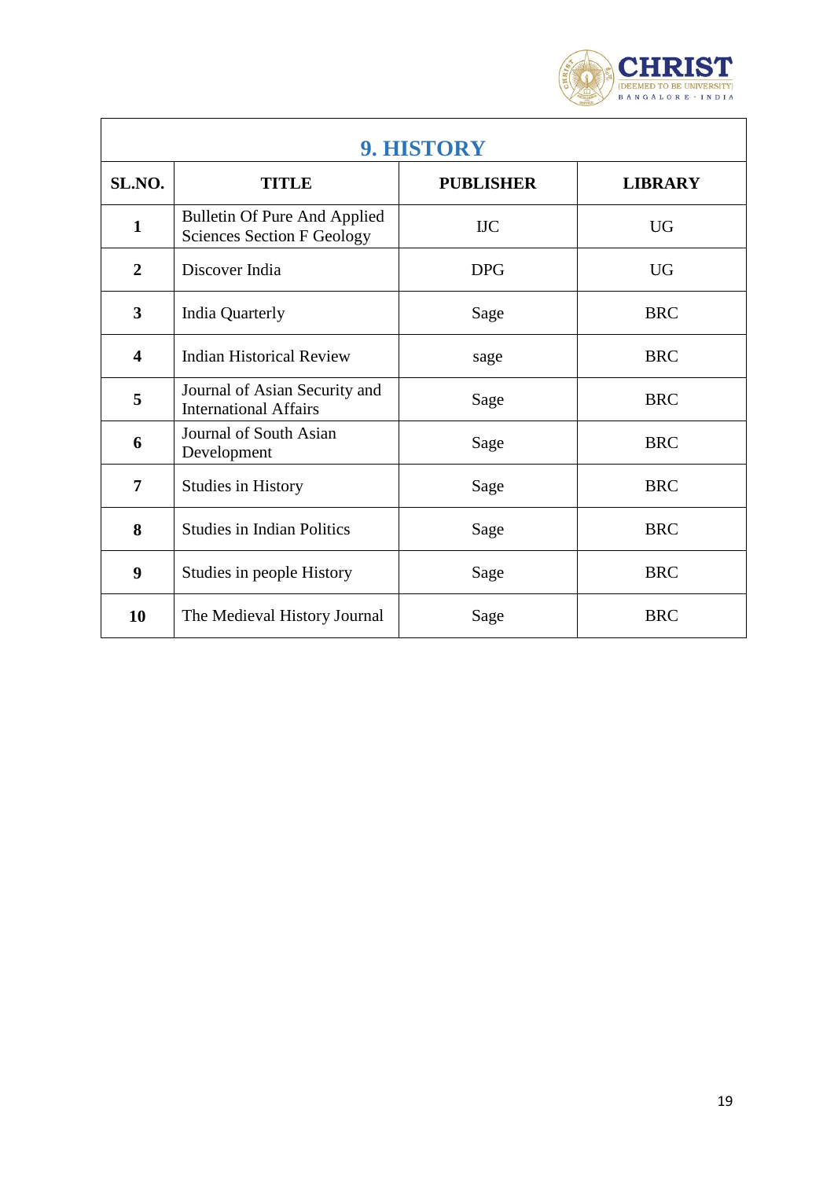## 9. HISTORY

| SL.NO. | TITLE | PUBLISHER | LIBRARY |
|---|---|---|---|
| 1 | Bulletin Of Pure And Applied Sciences Section F Geology | IJC | UG |
| 2 | Discover India | DPG | UG |
| 3 | India Quarterly | Sage | BRC |
| 4 | Indian Historical Review | sage | BRC |
| 5 | Journal of Asian Security and International Affairs | Sage | BRC |
| 6 | Journal of South Asian Development | Sage | BRC |
| 7 | Studies in History | Sage | BRC |
| 8 | Studies in Indian Politics | Sage | BRC |
| 9 | Studies in people History | Sage | BRC |
| 10 | The Medieval History Journal | Sage | BRC |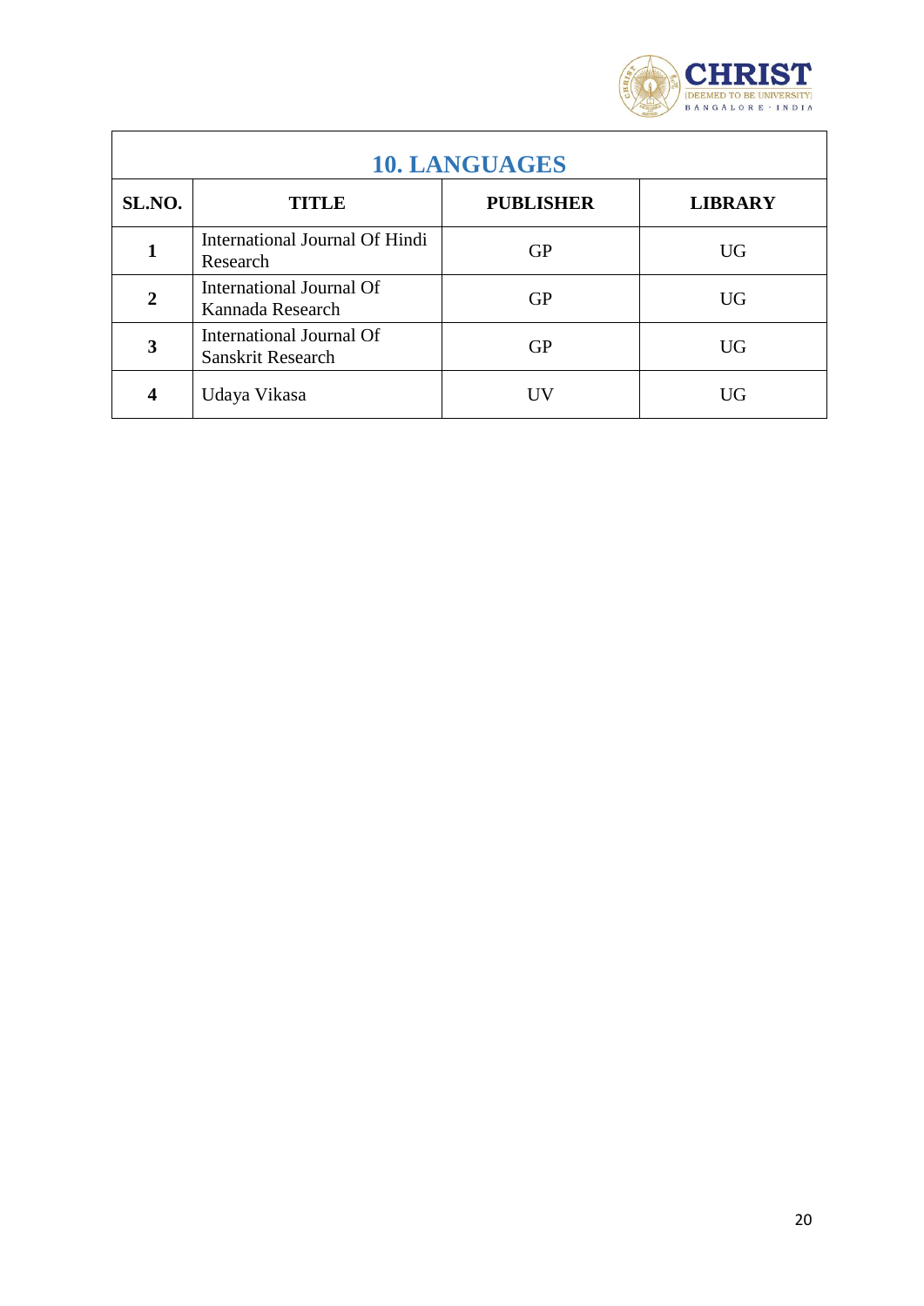## 10. LANGUAGES

| SL.NO. | TITLE | PUBLISHER | LIBRARY |
|---|---|---|---|
| 1 | International Journal Of Hindi Research | GP | UG |
| 2 | International Journal Of Kannada Research | GP | UG |
| 3 | International Journal Of Sanskrit Research | GP | UG |
| 4 | Udaya Vikasa | UV | UG |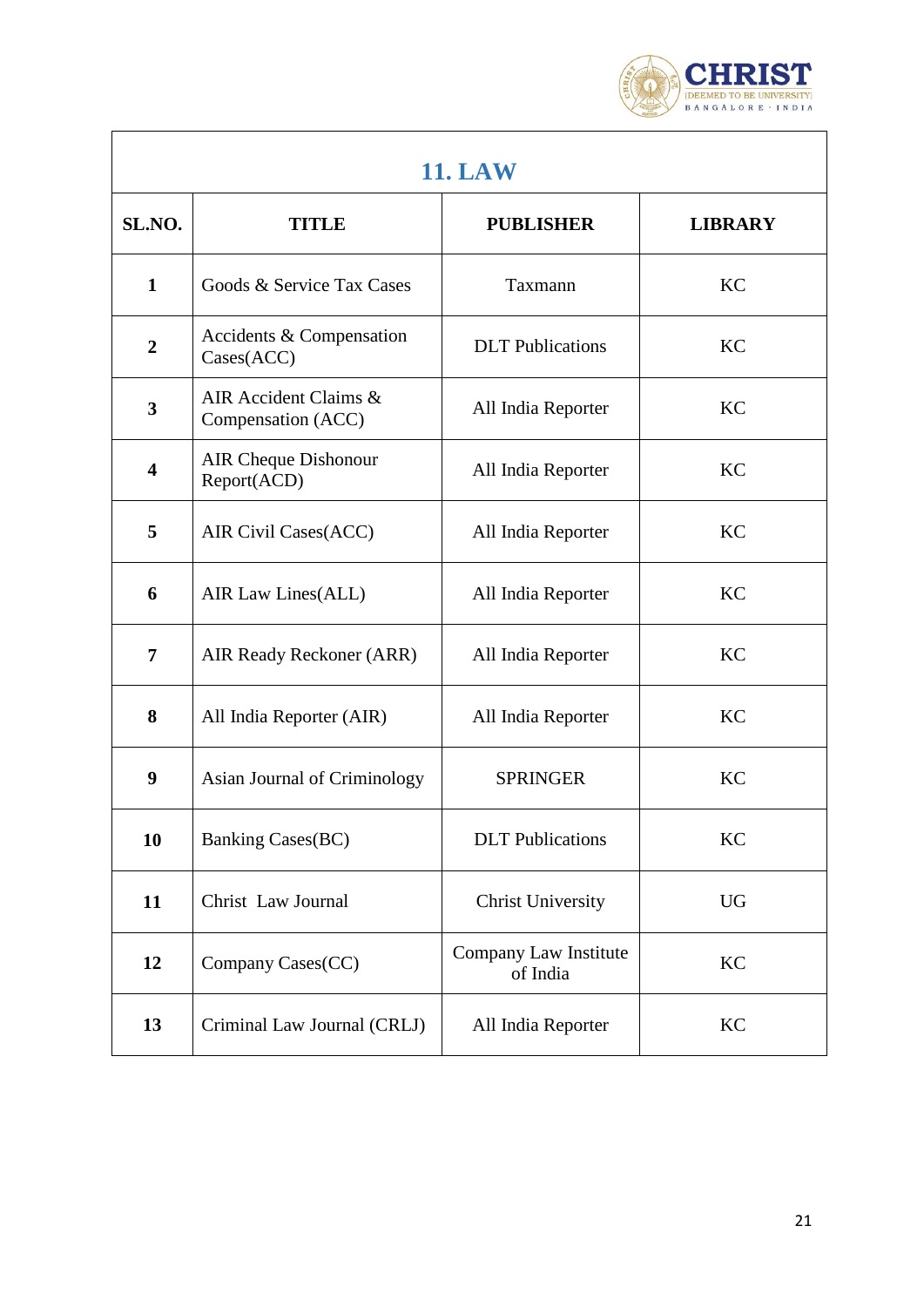## 11. LAW

| SL.NO. | TITLE | PUBLISHER | LIBRARY |
|---|---|---|---|
| 1 | Goods & Service Tax Cases | Taxmann | KC |
| 2 | Accidents & Compensation Cases(ACC) | DLT Publications | KC |
| 3 | AIR Accident Claims & Compensation (ACC) | All India Reporter | KC |
| 4 | AIR Cheque Dishonour Report(ACD) | All India Reporter | KC |
| 5 | AIR Civil Cases(ACC) | All India Reporter | KC |
| 6 | AIR Law Lines(ALL) | All India Reporter | KC |
| 7 | AIR Ready Reckoner (ARR) | All India Reporter | KC |
| 8 | All India Reporter (AIR) | All India Reporter | KC |
| 9 | Asian Journal of Criminology | SPRINGER | KC |
| 10 | Banking Cases(BC) | DLT Publications | KC |
| 11 | Christ Law Journal | Christ University | UG |
| 12 | Company Cases(CC) | Company Law Institute of India | KC |
| 13 | Criminal Law Journal (CRLJ) | All India Reporter | KC |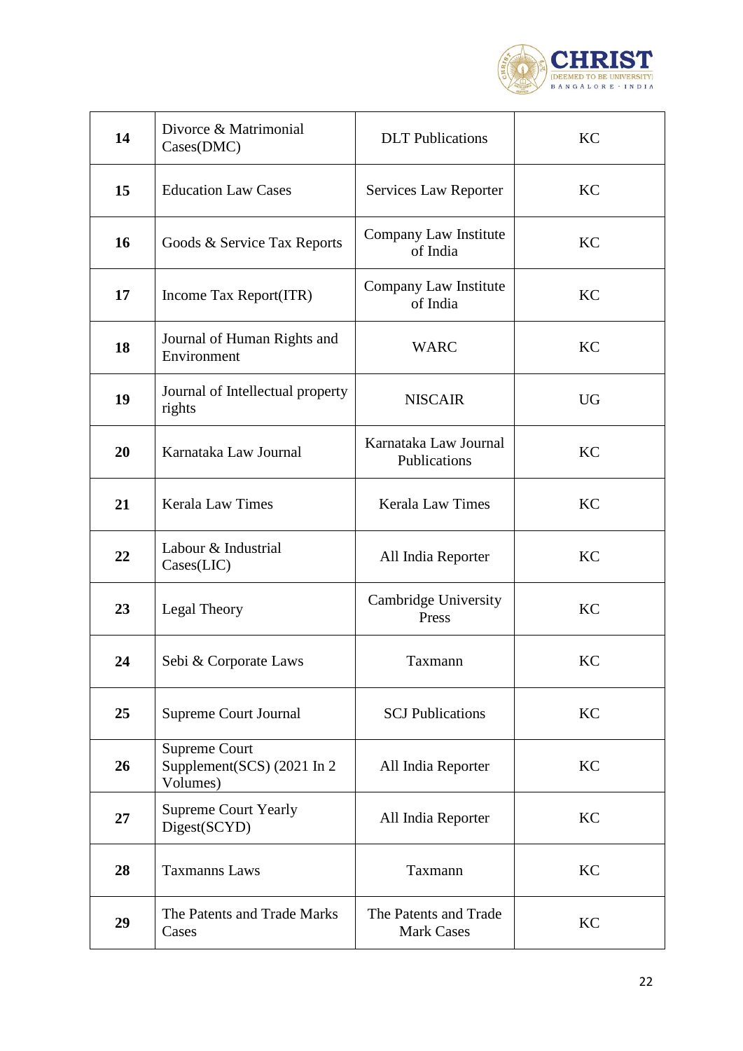| 14 | Divorce & Matrimonial Cases(DMC) | DLT Publications | KC |
|---|---|---|---|
| 15 | Education Law Cases | Services Law Reporter | KC |
| 16 | Goods & Service Tax Reports | Company Law Institute of India | KC |
| 17 | Income Tax Report(ITR) | Company Law Institute of India | KC |
| 18 | Journal of Human Rights and Environment | WARC | KC |
| 19 | Journal of Intellectual property rights | NISCAIR | UG |
| 20 | Karnataka Law Journal | Karnataka Law Journal Publications | KC |
| 21 | Kerala Law Times | Kerala Law Times | KC |
| 22 | Labour & Industrial Cases(LIC) | All India Reporter | KC |
| 23 | Legal Theory | Cambridge University Press | KC |
| 24 | Sebi & Corporate Laws | Taxmann | KC |
| 25 | Supreme Court Journal | SCJ Publications | KC |
| 26 | Supreme Court Supplement(SCS) (2021 In 2 Volumes) | All India Reporter | KC |
| 27 | Supreme Court Yearly Digest(SCYD) | All India Reporter | KC |
| 28 | Taxmanns Laws | Taxmann | KC |
| 29 | The Patents and Trade Marks Cases | The Patents and Trade Mark Cases | KC |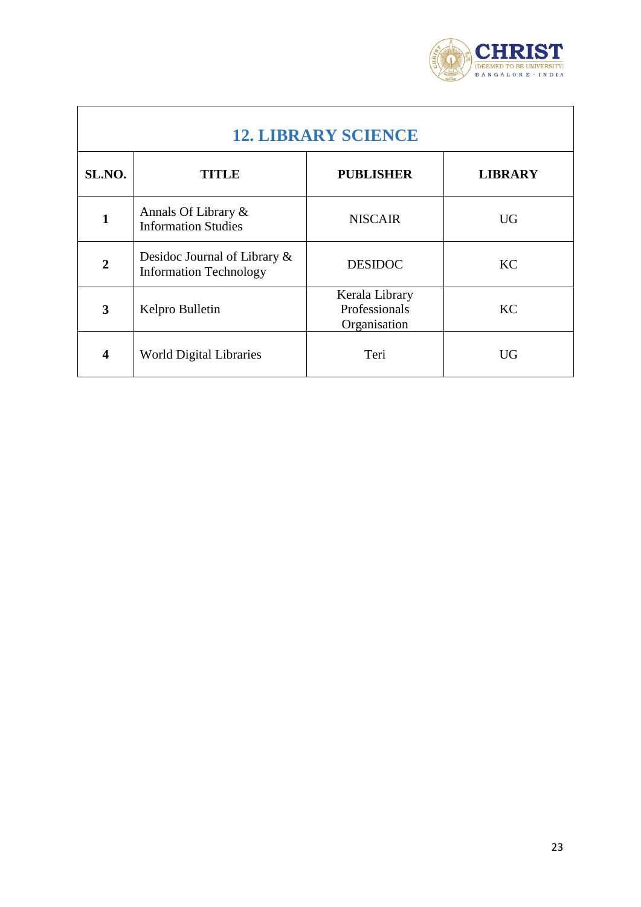## 12. LIBRARY SCIENCE

| SL.NO. | TITLE | PUBLISHER | LIBRARY |
|---|---|---|---|
| **1** | Annals Of Library & Information Studies | NISCAIR | UG |
| **2** | Desidoc Journal of Library & Information Technology | DESIDOC | KC |
| **3** | Kelpro Bulletin | Kerala Library Professionals Organisation | KC |
| **4** | World Digital Libraries | Teri | UG |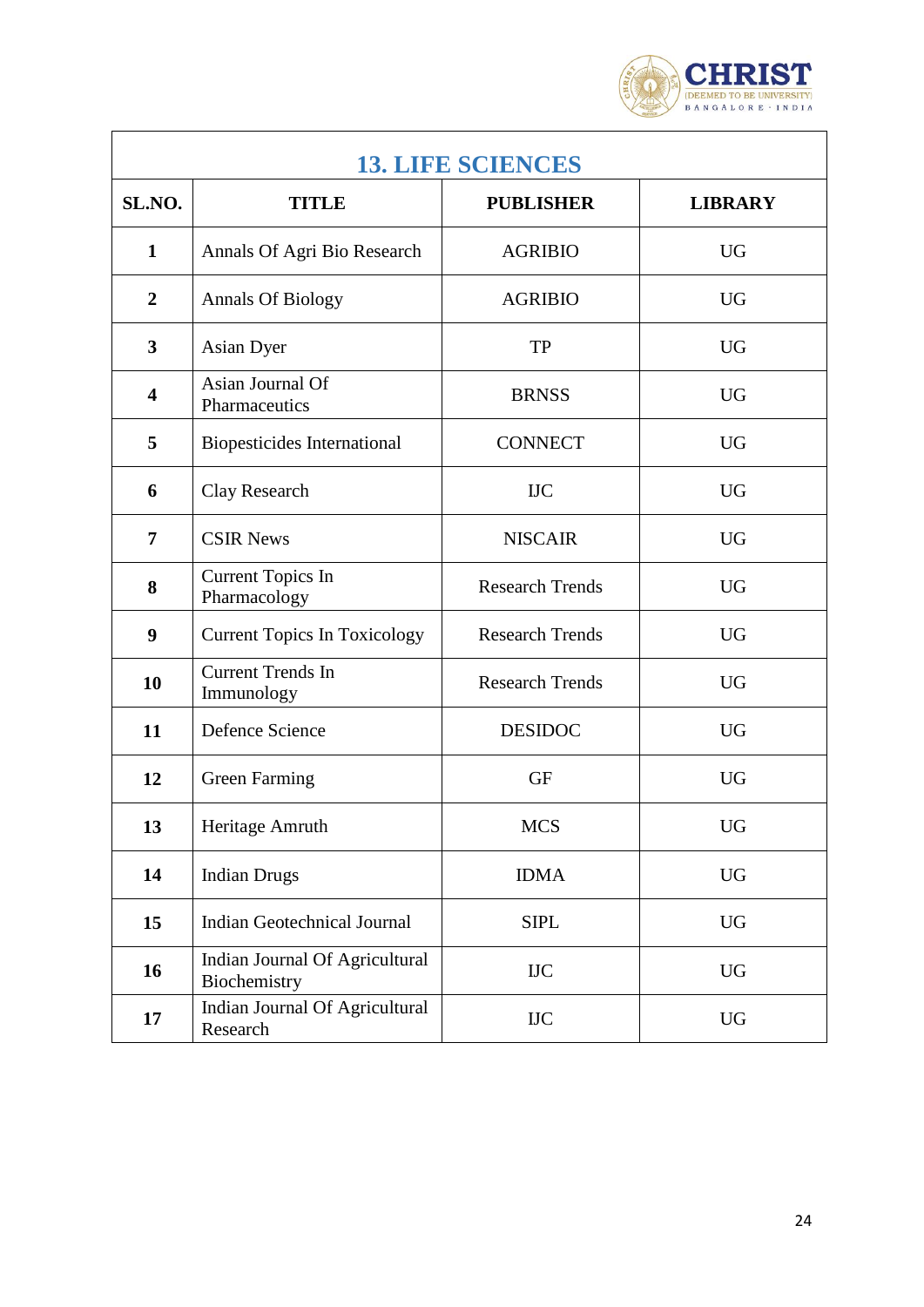## 13. LIFE SCIENCES

| SL.NO. | TITLE | PUBLISHER | LIBRARY |
|---|---|---|---|
| 1 | Annals Of Agri Bio Research | AGRIBIO | UG |
| 2 | Annals Of Biology | AGRIBIO | UG |
| 3 | Asian Dyer | TP | UG |
| 4 | Asian Journal Of Pharmaceutics | BRNSS | UG |
| 5 | Biopesticides International | CONNECT | UG |
| 6 | Clay Research | IJC | UG |
| 7 | CSIR News | NISCAIR | UG |
| 8 | Current Topics In Pharmacology | Research Trends | UG |
| 9 | Current Topics In Toxicology | Research Trends | UG |
| 10 | Current Trends In Immunology | Research Trends | UG |
| 11 | Defence Science | DESIDOC | UG |
| 12 | Green Farming | GF | UG |
| 13 | Heritage Amruth | MCS | UG |
| 14 | Indian Drugs | IDMA | UG |
| 15 | Indian Geotechnical Journal | SIPL | UG |
| 16 | Indian Journal Of Agricultural Biochemistry | IJC | UG |
| 17 | Indian Journal Of Agricultural Research | IJC | UG |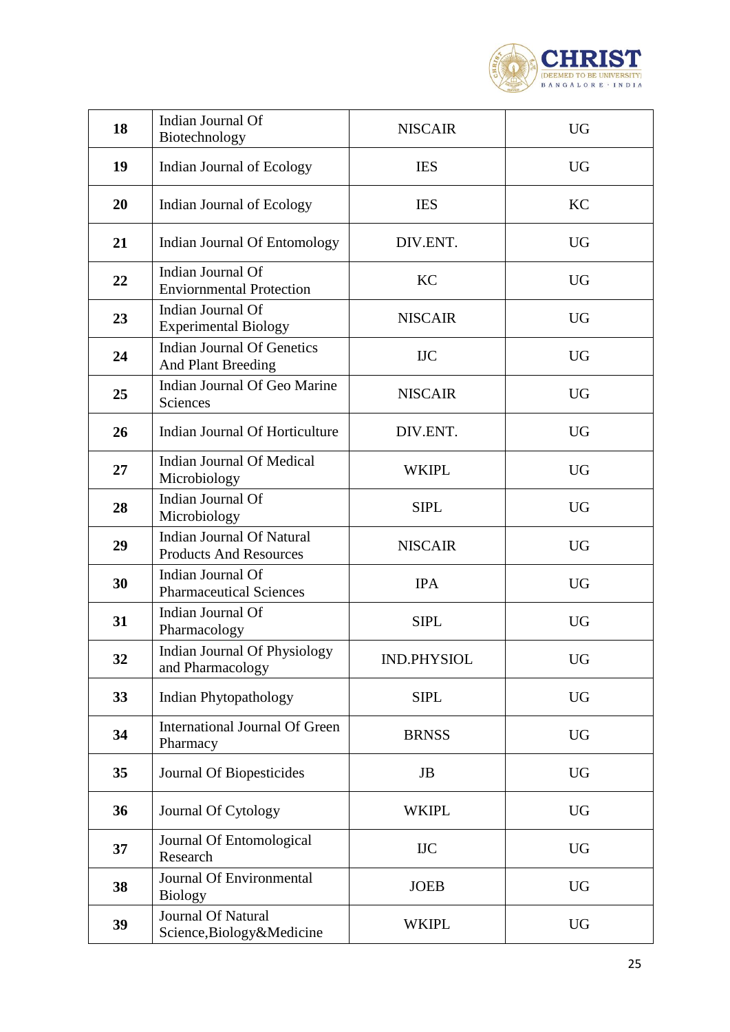| 18 | Indian Journal Of Biotechnology | NISCAIR | UG |
|---|---|---|---|
| 19 | Indian Journal of Ecology | IES | UG |
| 20 | Indian Journal of Ecology | IES | KC |
| 21 | Indian Journal Of Entomology | DIV.ENT. | UG |
| 22 | Indian Journal Of Enviornmental Protection | KC | UG |
| 23 | Indian Journal Of Experimental Biology | NISCAIR | UG |
| 24 | Indian Journal Of Genetics And Plant Breeding | IJC | UG |
| 25 | Indian Journal Of Geo Marine Sciences | NISCAIR | UG |
| 26 | Indian Journal Of Horticulture | DIV.ENT. | UG |
| 27 | Indian Journal Of Medical Microbiology | WKIPL | UG |
| 28 | Indian Journal Of Microbiology | SIPL | UG |
| 29 | Indian Journal Of Natural Products And Resources | NISCAIR | UG |
| 30 | Indian Journal Of Pharmaceutical Sciences | IPA | UG |
| 31 | Indian Journal Of Pharmacology | SIPL | UG |
| 32 | Indian Journal Of Physiology and Pharmacology | IND.PHYSIOL | UG |
| 33 | Indian Phytopathology | SIPL | UG |
| 34 | International Journal Of Green Pharmacy | BRNSS | UG |
| 35 | Journal Of Biopesticides | JB | UG |
| 36 | Journal Of Cytology | WKIPL | UG |
| 37 | Journal Of Entomological Research | IJC | UG |
| 38 | Journal Of Environmental Biology | JOEB | UG |
| 39 | Journal Of Natural Science,Biology&Medicine | WKIPL | UG |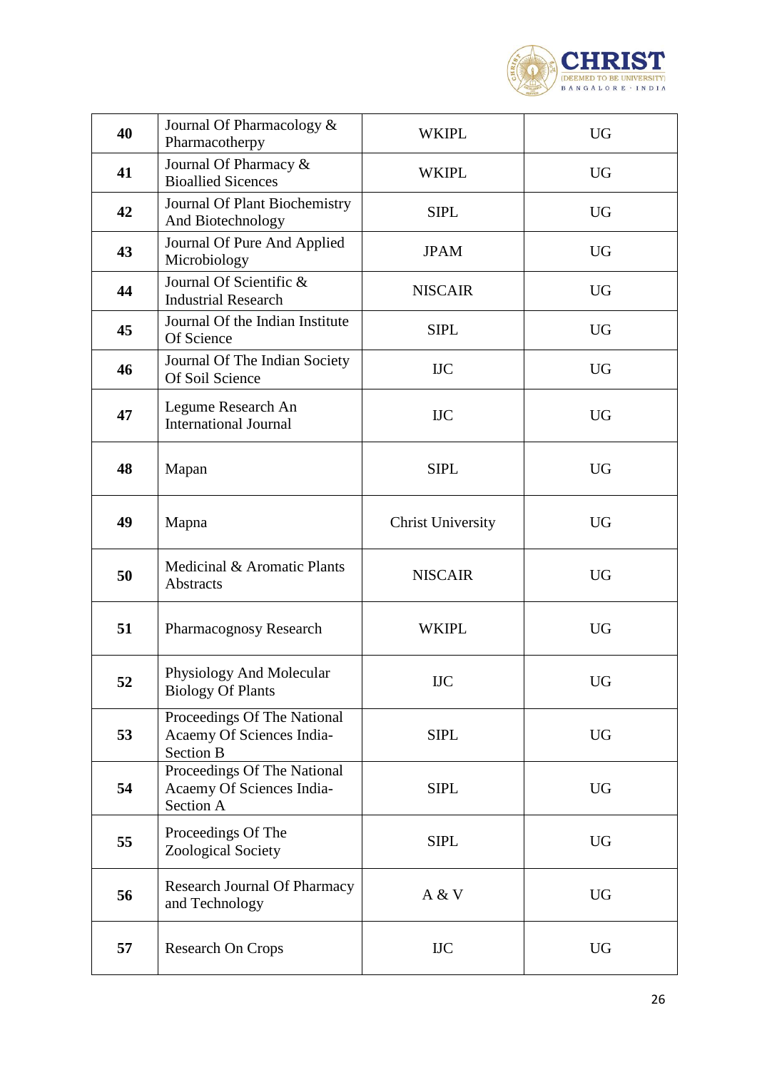| 40 | Journal Of Pharmacology & Pharmacotherpy | WKIPL | UG |
|---|---|---|---|
| 41 | Journal Of Pharmacy & Bioallied Sicences | WKIPL | UG |
| 42 | Journal Of Plant Biochemistry And Biotechnology | SIPL | UG |
| 43 | Journal Of Pure And Applied Microbiology | JPAM | UG |
| 44 | Journal Of Scientific & Industrial Research | NISCAIR | UG |
| 45 | Journal Of the Indian Institute Of Science | SIPL | UG |
| 46 | Journal Of The Indian Society Of Soil Science | IJC | UG |
| 47 | Legume Research An International Journal | IJC | UG |
| 48 | Mapan | SIPL | UG |
| 49 | Mapna | Christ University | UG |
| 50 | Medicinal & Aromatic Plants Abstracts | NISCAIR | UG |
| 51 | Pharmacognosy Research | WKIPL | UG |
| 52 | Physiology And Molecular Biology Of Plants | IJC | UG |
| 53 | Proceedings Of The National Acaemy Of Sciences India-Section B | SIPL | UG |
| 54 | Proceedings Of The National Acaemy Of Sciences India-Section A | SIPL | UG |
| 55 | Proceedings Of The Zoological Society | SIPL | UG |
| 56 | Research Journal Of Pharmacy and Technology | A & V | UG |
| 57 | Research On Crops | IJC | UG |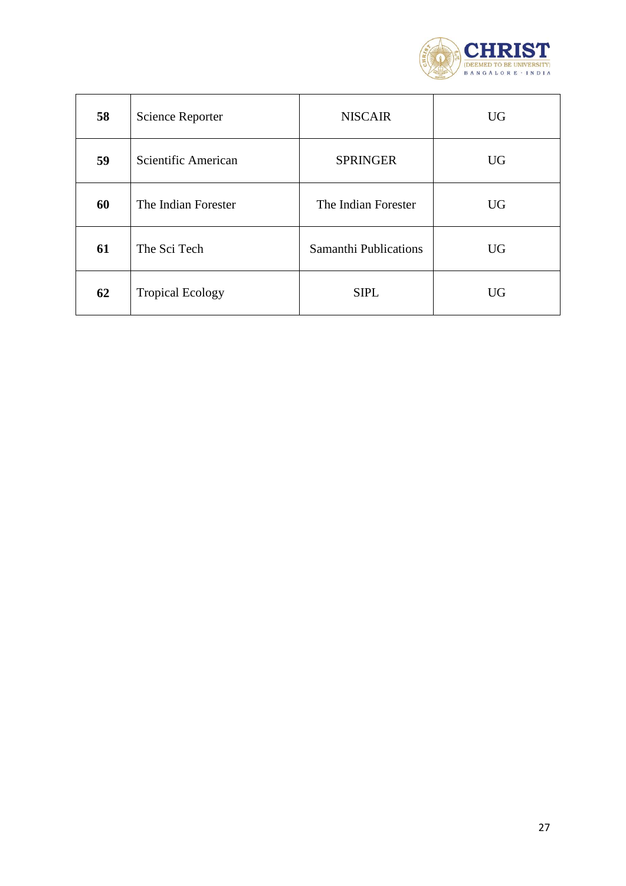| | | | |
|---|---|---|---|
| **58** | Science Reporter | NISCAIR | UG |
| **59** | Scientific American | SPRINGER | UG |
| **60** | The Indian Forester | The Indian Forester | UG |
| **61** | The Sci Tech | Samanthi Publications | UG |
| **62** | Tropical Ecology | SIPL | UG |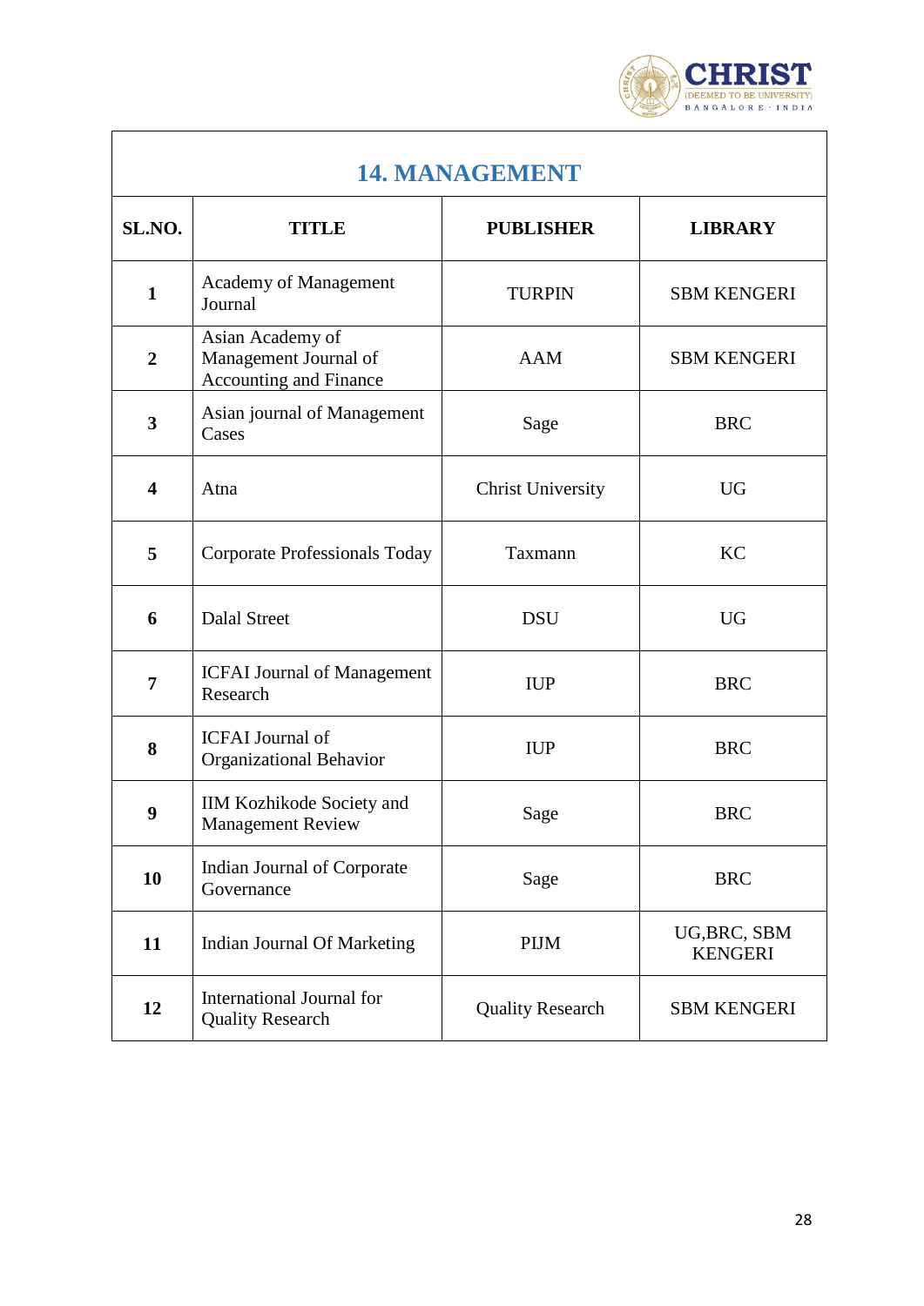## 14. MANAGEMENT

| SL.NO. | TITLE | PUBLISHER | LIBRARY |
|---|---|---|---|
| 1 | Academy of Management Journal | TURPIN | SBM KENGERI |
| 2 | Asian Academy of Management Journal of Accounting and Finance | AAM | SBM KENGERI |
| 3 | Asian journal of Management Cases | Sage | BRC |
| 4 | Atna | Christ University | UG |
| 5 | Corporate Professionals Today | Taxmann | KC |
| 6 | Dalal Street | DSU | UG |
| 7 | ICFAI Journal of Management Research | IUP | BRC |
| 8 | ICFAI Journal of Organizational Behavior | IUP | BRC |
| 9 | IIM Kozhikode Society and Management Review | Sage | BRC |
| 10 | Indian Journal of Corporate Governance | Sage | BRC |
| 11 | Indian Journal Of Marketing | PIJM | UG,BRC, SBM KENGERI |
| 12 | International Journal for Quality Research | Quality Research | SBM KENGERI |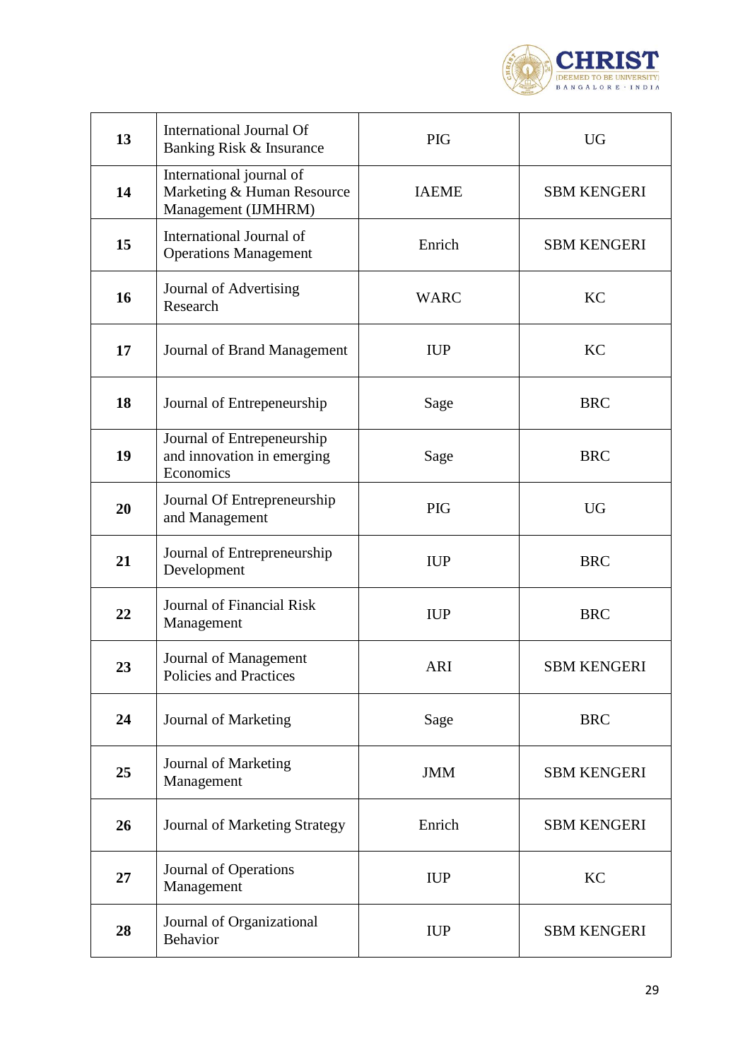| | | | |
|---|---|---|---|
| **13** | International Journal Of Banking Risk & Insurance | PIG | UG |
| **14** | International journal of Marketing & Human Resource Management (IJMHRM) | IAEME | SBM KENGERI |
| **15** | International Journal of Operations Management | Enrich | SBM KENGERI |
| **16** | Journal of Advertising Research | WARC | KC |
| **17** | Journal of Brand Management | IUP | KC |
| **18** | Journal of Entrepeneurship | Sage | BRC |
| **19** | Journal of Entrepeneurship and innovation in emerging Economics | Sage | BRC |
| **20** | Journal Of Entrepreneurship and Management | PIG | UG |
| **21** | Journal of Entrepreneurship Development | IUP | BRC |
| **22** | Journal of Financial Risk Management | IUP | BRC |
| **23** | Journal of Management Policies and Practices | ARI | SBM KENGERI |
| **24** | Journal of Marketing | Sage | BRC |
| **25** | Journal of Marketing Management | JMM | SBM KENGERI |
| **26** | Journal of Marketing Strategy | Enrich | SBM KENGERI |
| **27** | Journal of Operations Management | IUP | KC |
| **28** | Journal of Organizational Behavior | IUP | SBM KENGERI |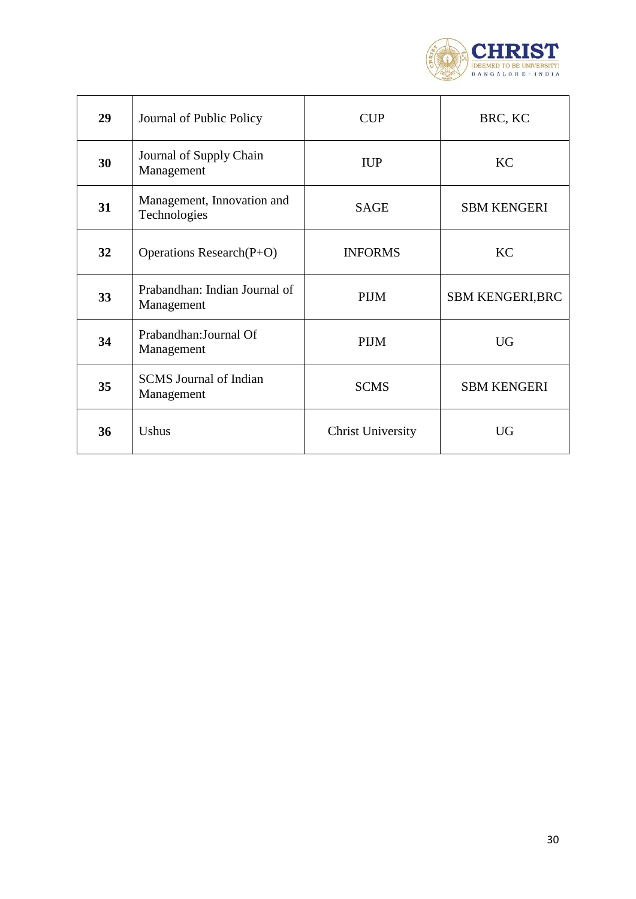| **29** | Journal of Public Policy | CUP | BRC, KC |
|---|---|---|---|
| **30** | Journal of Supply Chain Management | IUP | KC |
| **31** | Management, Innovation and Technologies | SAGE | SBM KENGERI |
| **32** | Operations Research(P+O) | INFORMS | KC |
| **33** | Prabandhan: Indian Journal of Management | PIJM | SBM KENGERI,BRC |
| **34** | Prabandhan:Journal Of Management | PIJM | UG |
| **35** | SCMS Journal of Indian Management | SCMS | SBM KENGERI |
| **36** | Ushus | Christ University | UG |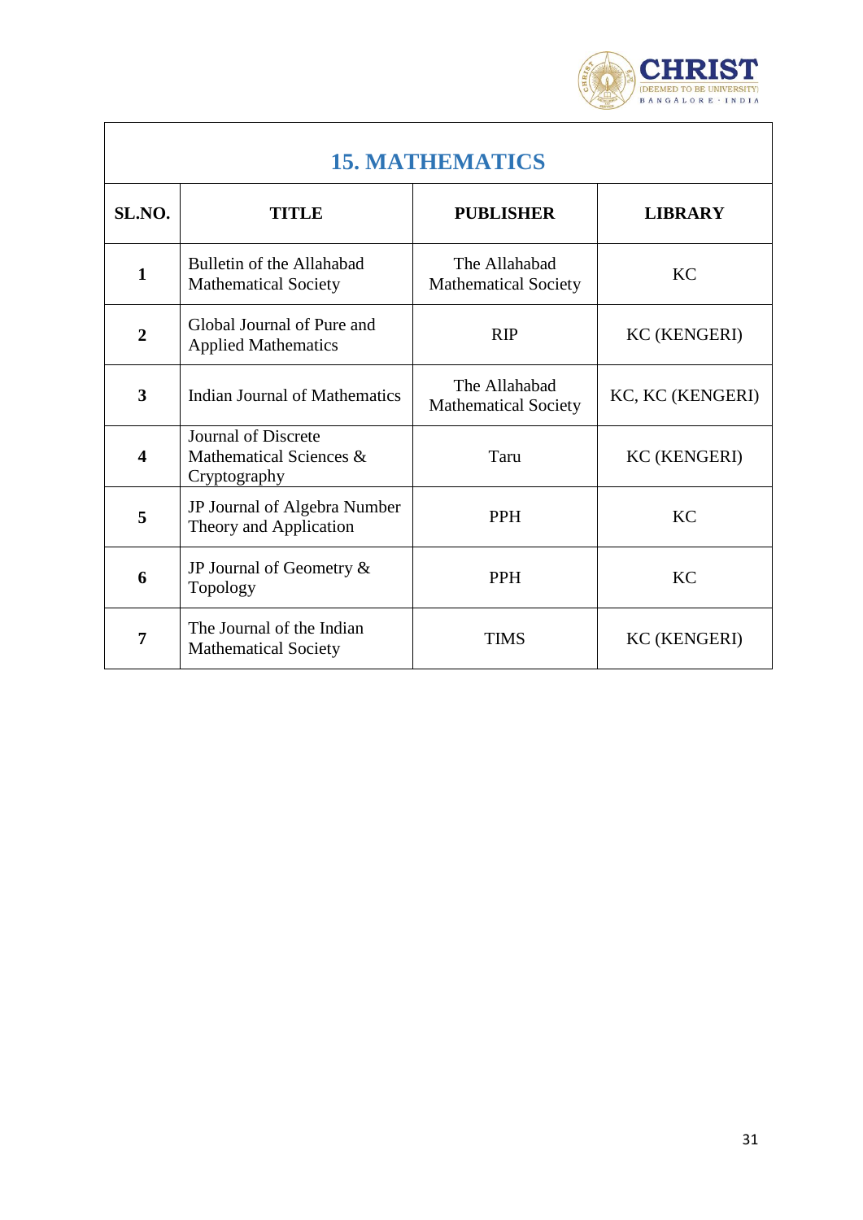## 15. MATHEMATICS

| SL.NO. | TITLE | PUBLISHER | LIBRARY |
|---|---|---|---|
| 1 | Bulletin of the Allahabad Mathematical Society | The Allahabad Mathematical Society | KC |
| 2 | Global Journal of Pure and Applied Mathematics | RIP | KC (KENGERI) |
| 3 | Indian Journal of Mathematics | The Allahabad Mathematical Society | KC, KC (KENGERI) |
| 4 | Journal of Discrete Mathematical Sciences & Cryptography | Taru | KC (KENGERI) |
| 5 | JP Journal of Algebra Number Theory and Application | PPH | KC |
| 6 | JP Journal of Geometry & Topology | PPH | KC |
| 7 | The Journal of the Indian Mathematical Society | TIMS | KC (KENGERI) |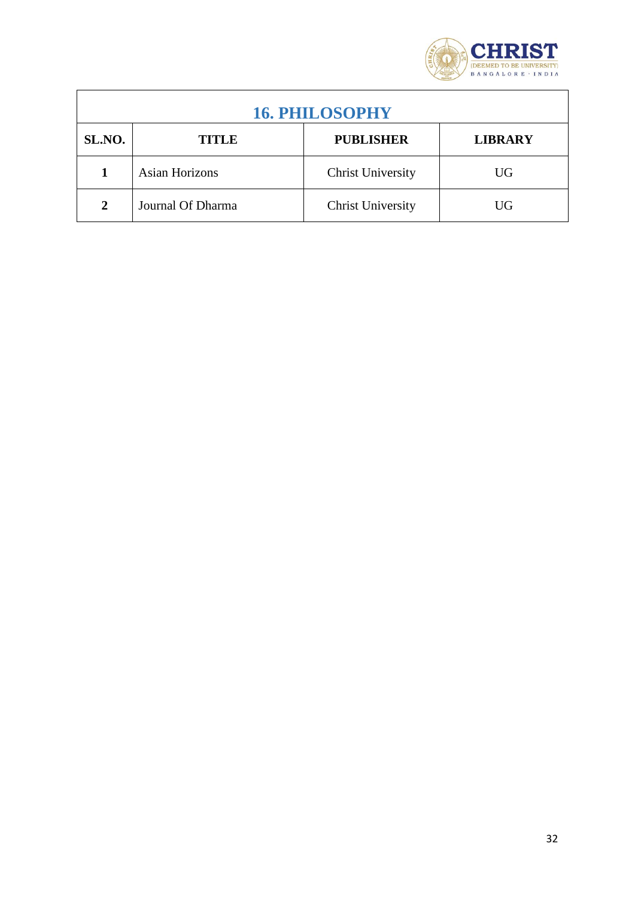## 16. PHILOSOPHY

| SL.NO. | TITLE | PUBLISHER | LIBRARY |
|---|---|---|---|
| 1 | Asian Horizons | Christ University | UG |
| 2 | Journal Of Dharma | Christ University | UG |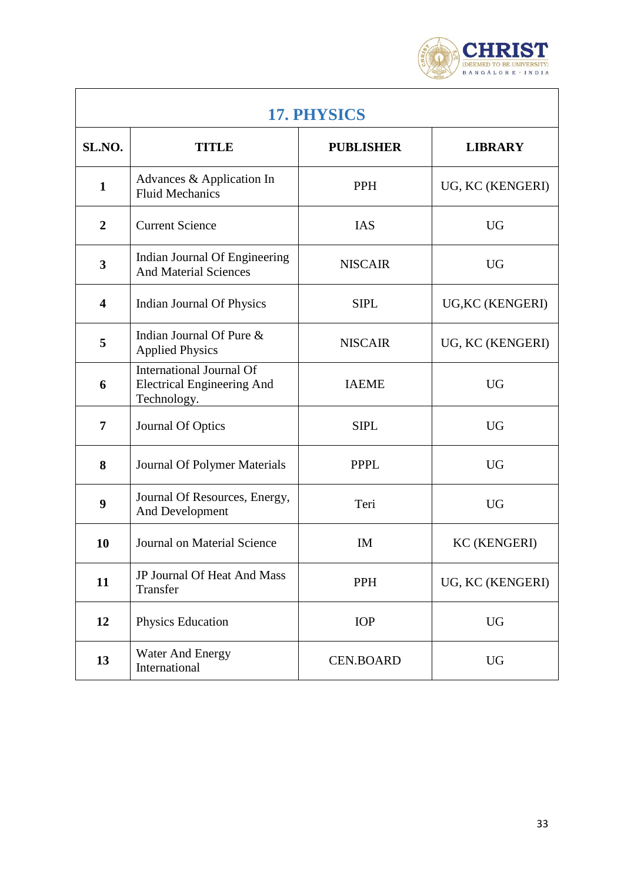## 17. PHYSICS

| SL.NO. | TITLE | PUBLISHER | LIBRARY |
|---|---|---|---|
| 1 | Advances & Application In Fluid Mechanics | PPH | UG, KC (KENGERI) |
| 2 | Current Science | IAS | UG |
| 3 | Indian Journal Of Engineering And Material Sciences | NISCAIR | UG |
| 4 | Indian Journal Of Physics | SIPL | UG,KC (KENGERI) |
| 5 | Indian Journal Of Pure & Applied Physics | NISCAIR | UG, KC (KENGERI) |
| 6 | International Journal Of Electrical Engineering And Technology. | IAEME | UG |
| 7 | Journal Of Optics | SIPL | UG |
| 8 | Journal Of Polymer Materials | PPPL | UG |
| 9 | Journal Of Resources, Energy, And Development | Teri | UG |
| 10 | Journal on Material Science | IM | KC (KENGERI) |
| 11 | JP Journal Of Heat And Mass Transfer | PPH | UG, KC (KENGERI) |
| 12 | Physics Education | IOP | UG |
| 13 | Water And Energy International | CEN.BOARD | UG |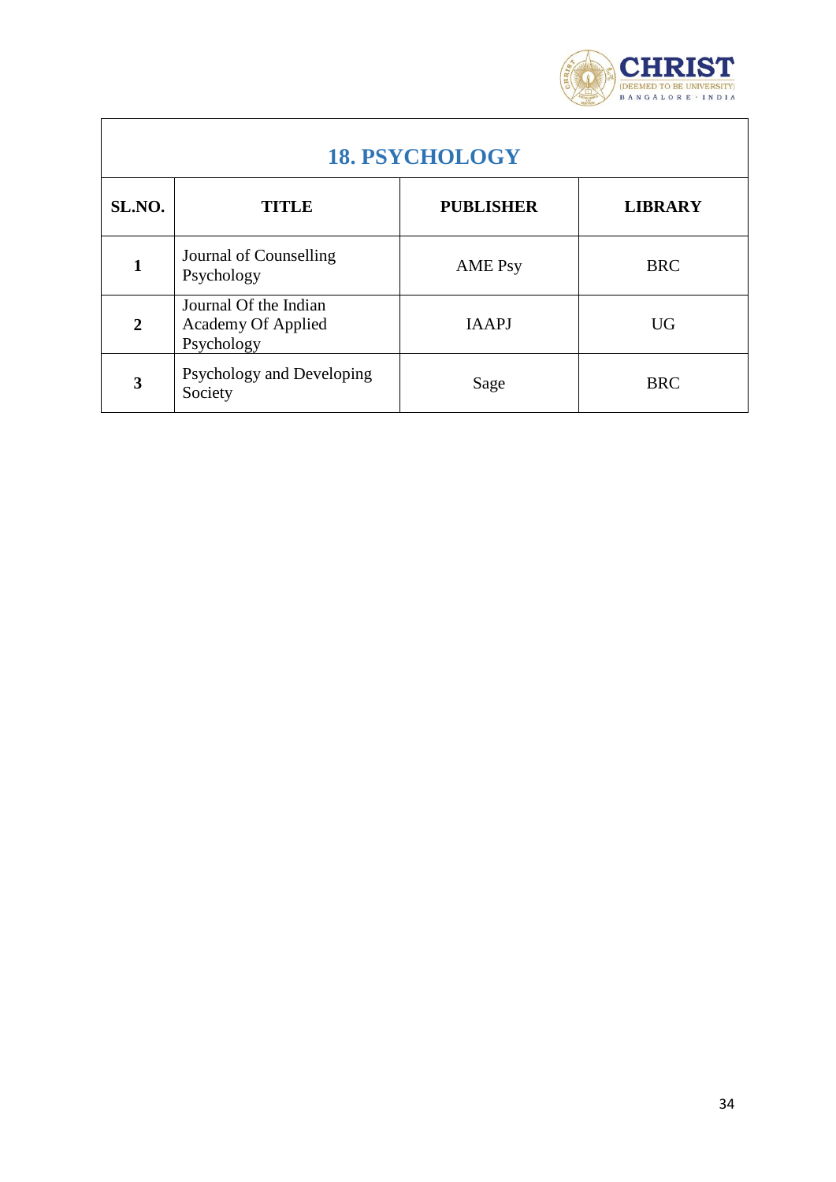## 18. PSYCHOLOGY

| SL.NO. | TITLE | PUBLISHER | LIBRARY |
|---|---|---|---|
| 1 | Journal of Counselling Psychology | AME Psy | BRC |
| 2 | Journal Of the Indian Academy Of Applied Psychology | IAAPJ | UG |
| 3 | Psychology and Developing Society | Sage | BRC |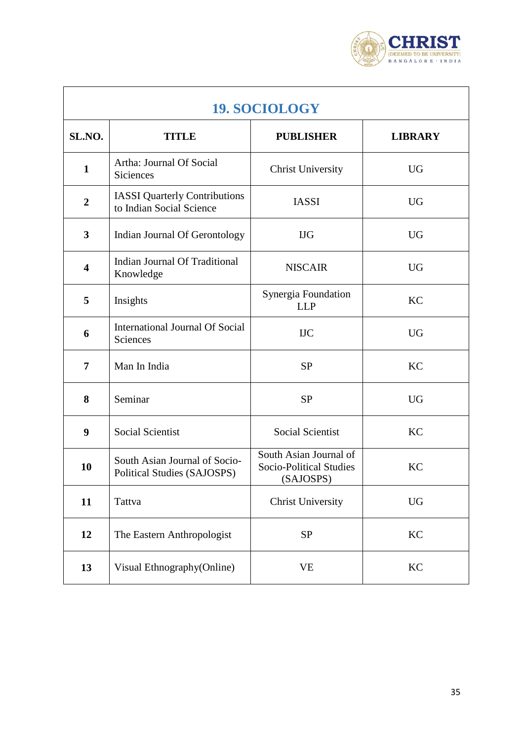| 19. SOCIOLOGY | | | |
|---|---|---|---|
| **SL.NO.** | **TITLE** | **PUBLISHER** | **LIBRARY** |
| **1** | Artha: Journal Of Social Siciences | Christ University | UG |
| **2** | IASSI Quarterly Contributions to Indian Social Science | IASSI | UG |
| **3** | Indian Journal Of Gerontology | IJG | UG |
| **4** | Indian Journal Of Traditional Knowledge | NISCAIR | UG |
| **5** | Insights | Synergia Foundation LLP | KC |
| **6** | International Journal Of Social Sciences | IJC | UG |
| **7** | Man In India | SP | KC |
| **8** | Seminar | SP | UG |
| **9** | Social Scientist | Social Scientist | KC |
| **10** | South Asian Journal of Socio-Political Studies (SAJOSPS) | South Asian Journal of Socio-Political Studies (SAJOSPS) | KC |
| **11** | Tattva | Christ University | UG |
| **12** | The Eastern Anthropologist | SP | KC |
| **13** | Visual Ethnography(Online) | VE | KC |